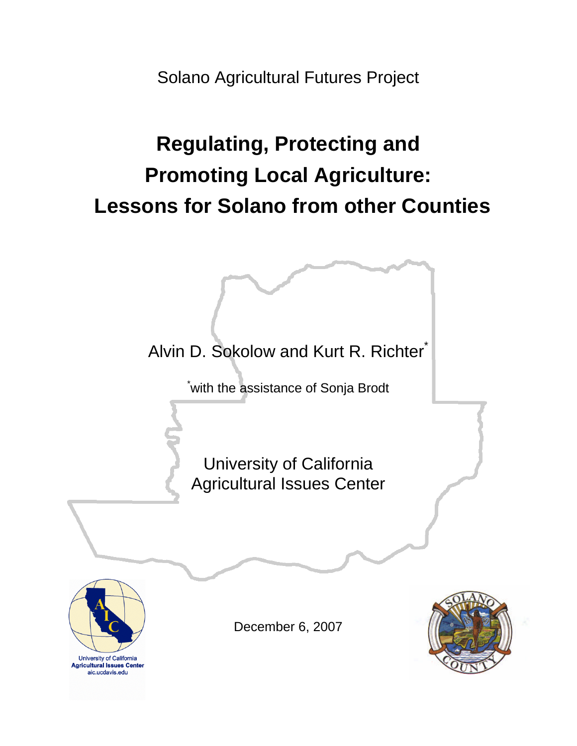Solano Agricultural Futures Project

# Regulating, Protecting and Promoting Local Agriculture: Lessons for Solano from other Counties

Alvin D. Sokolow and Kurt R. Richter*

*with the assistance of Sonja Brodt

University of California
Agricultural Issues Center

University of California
Agricultural Issues Center
aic.ucdavis.edu

December 6, 2007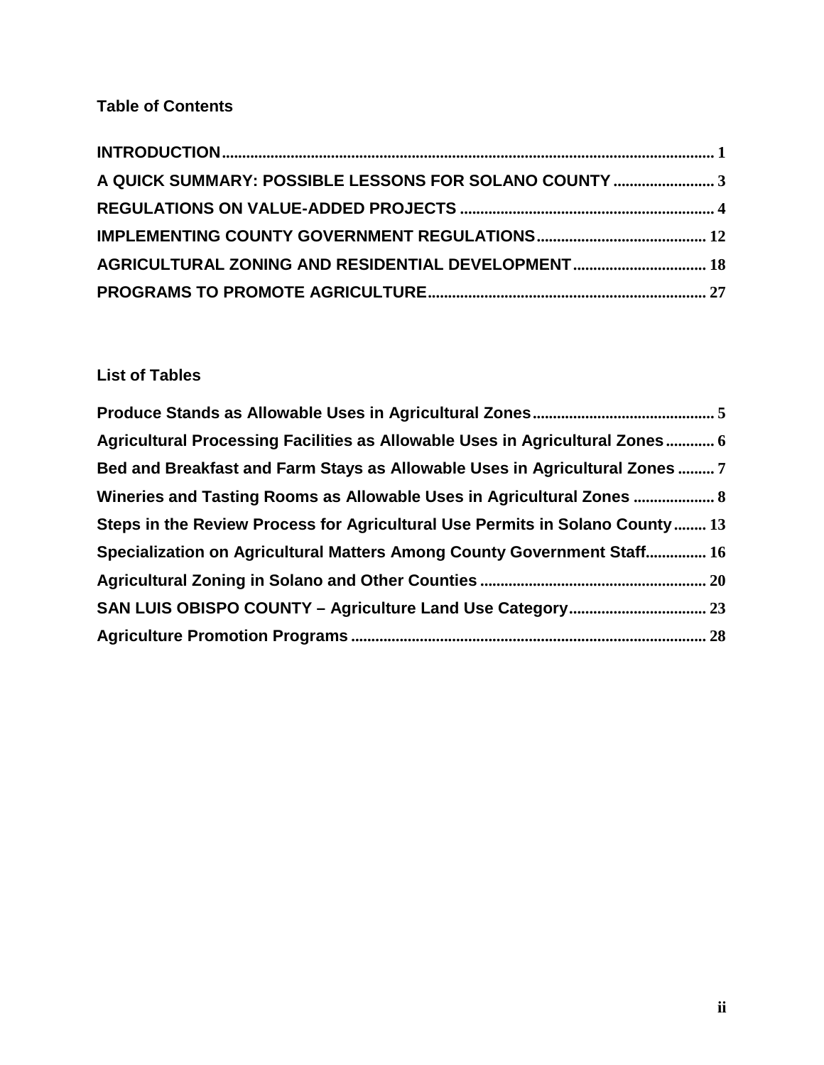## Table of Contents

INTRODUCTION ........................................................................................................ 1
A QUICK SUMMARY: POSSIBLE LESSONS FOR SOLANO COUNTY ......................... 3
REGULATIONS ON VALUE-ADDED PROJECTS ............................................................ 4
IMPLEMENTING COUNTY GOVERNMENT REGULATIONS .......................................... 12
AGRICULTURAL ZONING AND RESIDENTIAL DEVELOPMENT ................................. 18
PROGRAMS TO PROMOTE AGRICULTURE ..................................................................... 27

## List of Tables

Produce Stands as Allowable Uses in Agricultural Zones ............................................. 5
Agricultural Processing Facilities as Allowable Uses in Agricultural Zones ............ 6
Bed and Breakfast and Farm Stays as Allowable Uses in Agricultural Zones ......... 7
Wineries and Tasting Rooms as Allowable Uses in Agricultural Zones .................... 8
Steps in the Review Process for Agricultural Use Permits in Solano County ........ 13
Specialization on Agricultural Matters Among County Government Staff ............... 16
Agricultural Zoning in Solano and Other Counties ........................................................ 20
SAN LUIS OBISPO COUNTY – Agriculture Land Use Category .................................. 23
Agriculture Promotion Programs ....................................................................................... 28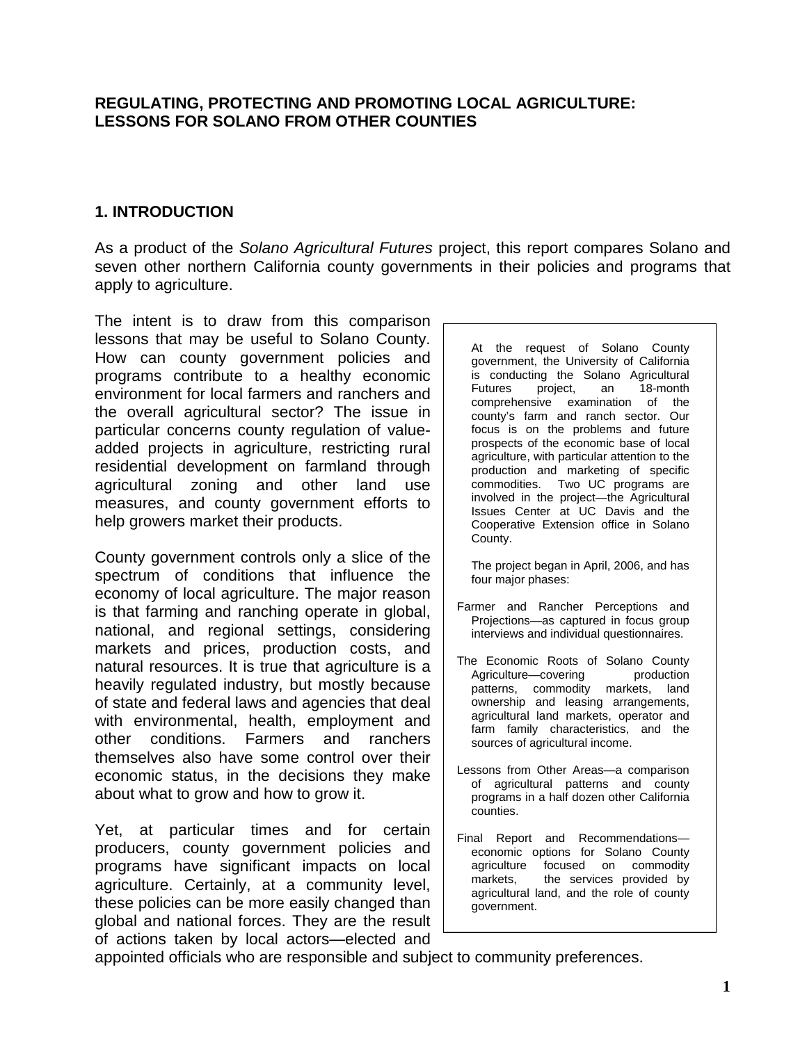**REGULATING, PROTECTING AND PROMOTING LOCAL AGRICULTURE: LESSONS FOR SOLANO FROM OTHER COUNTIES**

## 1. INTRODUCTION

As a product of the *Solano Agricultural Futures* project, this report compares Solano and seven other northern California county governments in their policies and programs that apply to agriculture.

The intent is to draw from this comparison lessons that may be useful to Solano County. How can county government policies and programs contribute to a healthy economic environment for local farmers and ranchers and the overall agricultural sector? The issue in particular concerns county regulation of value-added projects in agriculture, restricting rural residential development on farmland through agricultural zoning and other land use measures, and county government efforts to help growers market their products.

County government controls only a slice of the spectrum of conditions that influence the economy of local agriculture. The major reason is that farming and ranching operate in global, national, and regional settings, considering markets and prices, production costs, and natural resources. It is true that agriculture is a heavily regulated industry, but mostly because of state and federal laws and agencies that deal with environmental, health, employment and other conditions. Farmers and ranchers themselves also have some control over their economic status, in the decisions they make about what to grow and how to grow it.

Yet, at particular times and for certain producers, county government policies and programs have significant impacts on local agriculture. Certainly, at a community level, these policies can be more easily changed than global and national forces. They are the result of actions taken by local actors—elected and appointed officials who are responsible and subject to community preferences.

> At the request of Solano County government, the University of California is conducting the Solano Agricultural Futures project, an 18-month comprehensive examination of the county's farm and ranch sector. Our focus is on the problems and future prospects of the economic base of local agriculture, with particular attention to the production and marketing of specific commodities. Two UC programs are involved in the project—the Agricultural Issues Center at UC Davis and the Cooperative Extension office in Solano County.
>
> The project began in April, 2006, and has four major phases:
>
> Farmer and Rancher Perceptions and Projections—as captured in focus group interviews and individual questionnaires.
>
> The Economic Roots of Solano County Agriculture—covering production patterns, commodity markets, land ownership and leasing arrangements, agricultural land markets, operator and farm family characteristics, and the sources of agricultural income.
>
> Lessons from Other Areas—a comparison of agricultural patterns and county programs in a half dozen other California counties.
>
> Final Report and Recommendations—economic options for Solano County agriculture focused on commodity markets, the services provided by agricultural land, and the role of county government.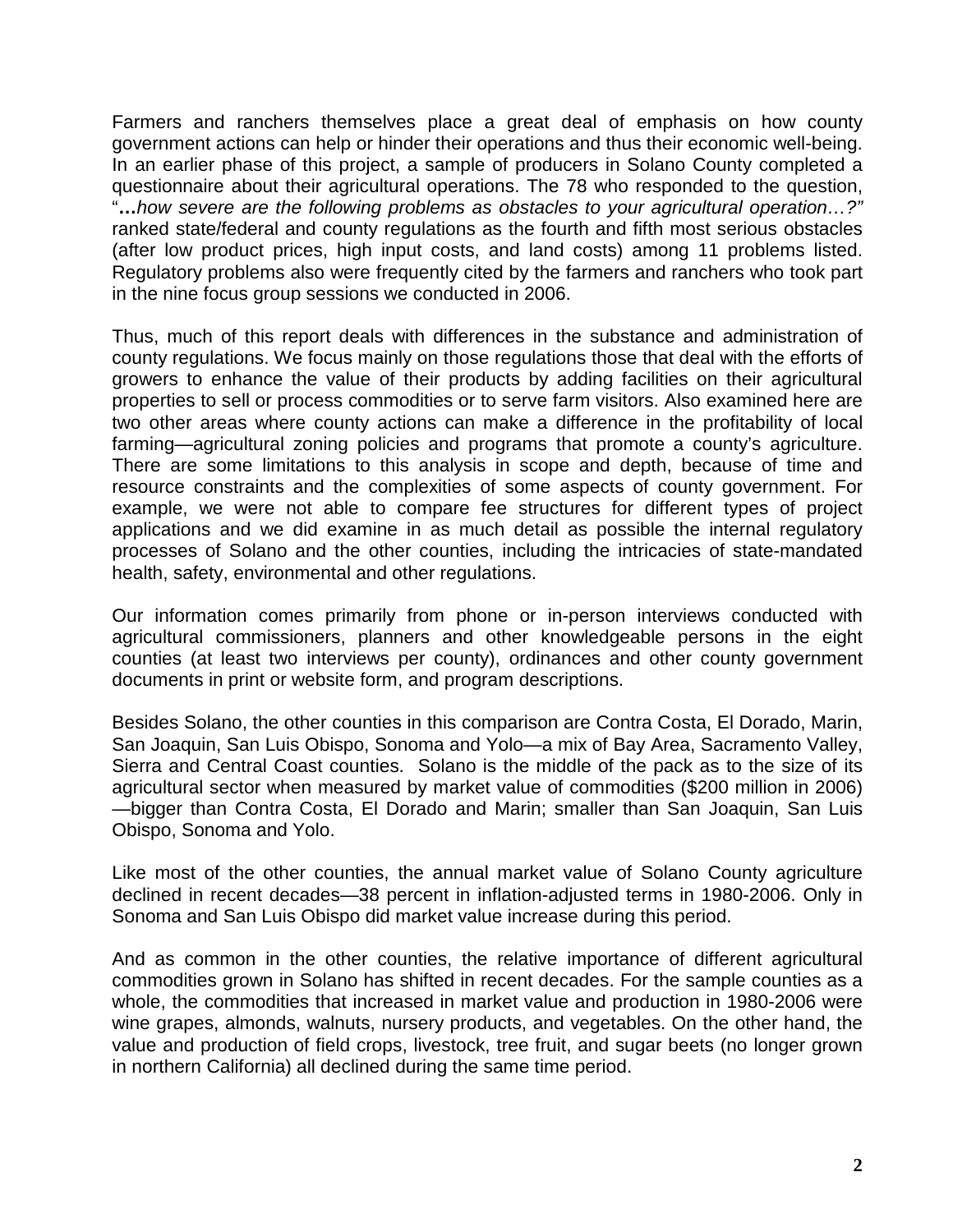Farmers and ranchers themselves place a great deal of emphasis on how county government actions can help or hinder their operations and thus their economic well-being. In an earlier phase of this project, a sample of producers in Solano County completed a questionnaire about their agricultural operations. The 78 who responded to the question, "***…****how severe are the following problems as obstacles to your agricultural operation…?"* ranked state/federal and county regulations as the fourth and fifth most serious obstacles (after low product prices, high input costs, and land costs) among 11 problems listed. Regulatory problems also were frequently cited by the farmers and ranchers who took part in the nine focus group sessions we conducted in 2006.

Thus, much of this report deals with differences in the substance and administration of county regulations. We focus mainly on those regulations those that deal with the efforts of growers to enhance the value of their products by adding facilities on their agricultural properties to sell or process commodities or to serve farm visitors. Also examined here are two other areas where county actions can make a difference in the profitability of local farming—agricultural zoning policies and programs that promote a county's agriculture. There are some limitations to this analysis in scope and depth, because of time and resource constraints and the complexities of some aspects of county government. For example, we were not able to compare fee structures for different types of project applications and we did examine in as much detail as possible the internal regulatory processes of Solano and the other counties, including the intricacies of state-mandated health, safety, environmental and other regulations.

Our information comes primarily from phone or in-person interviews conducted with agricultural commissioners, planners and other knowledgeable persons in the eight counties (at least two interviews per county), ordinances and other county government documents in print or website form, and program descriptions.

Besides Solano, the other counties in this comparison are Contra Costa, El Dorado, Marin, San Joaquin, San Luis Obispo, Sonoma and Yolo—a mix of Bay Area, Sacramento Valley, Sierra and Central Coast counties. Solano is the middle of the pack as to the size of its agricultural sector when measured by market value of commodities ($200 million in 2006)—bigger than Contra Costa, El Dorado and Marin; smaller than San Joaquin, San Luis Obispo, Sonoma and Yolo.

Like most of the other counties, the annual market value of Solano County agriculture declined in recent decades—38 percent in inflation-adjusted terms in 1980-2006. Only in Sonoma and San Luis Obispo did market value increase during this period.

And as common in the other counties, the relative importance of different agricultural commodities grown in Solano has shifted in recent decades. For the sample counties as a whole, the commodities that increased in market value and production in 1980-2006 were wine grapes, almonds, walnuts, nursery products, and vegetables. On the other hand, the value and production of field crops, livestock, tree fruit, and sugar beets (no longer grown in northern California) all declined during the same time period.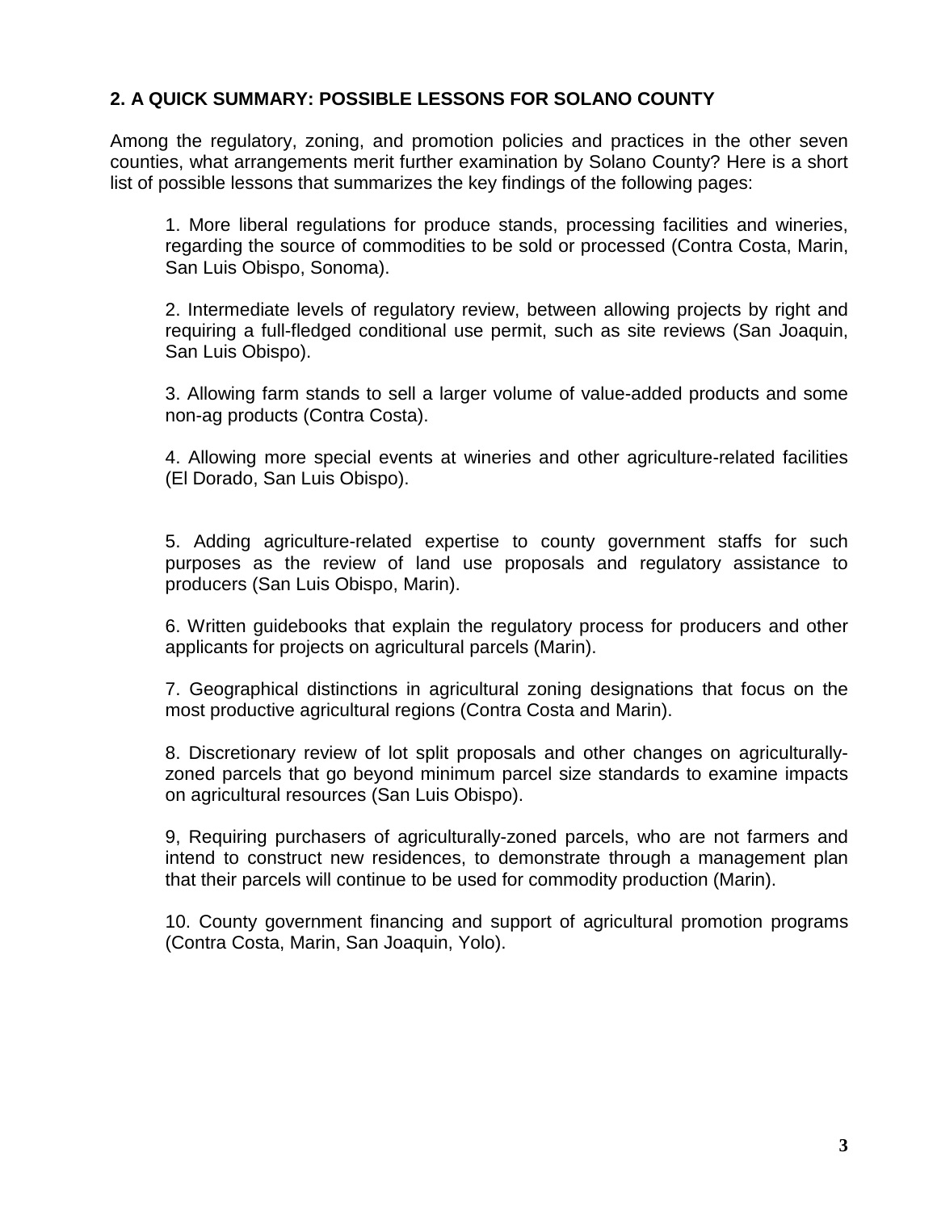## 2. A QUICK SUMMARY: POSSIBLE LESSONS FOR SOLANO COUNTY

Among the regulatory, zoning, and promotion policies and practices in the other seven counties, what arrangements merit further examination by Solano County? Here is a short list of possible lessons that summarizes the key findings of the following pages:

1. More liberal regulations for produce stands, processing facilities and wineries, regarding the source of commodities to be sold or processed (Contra Costa, Marin, San Luis Obispo, Sonoma).

2. Intermediate levels of regulatory review, between allowing projects by right and requiring a full-fledged conditional use permit, such as site reviews (San Joaquin, San Luis Obispo).

3. Allowing farm stands to sell a larger volume of value-added products and some non-ag products (Contra Costa).

4. Allowing more special events at wineries and other agriculture-related facilities (El Dorado, San Luis Obispo).

5. Adding agriculture-related expertise to county government staffs for such purposes as the review of land use proposals and regulatory assistance to producers (San Luis Obispo, Marin).

6. Written guidebooks that explain the regulatory process for producers and other applicants for projects on agricultural parcels (Marin).

7. Geographical distinctions in agricultural zoning designations that focus on the most productive agricultural regions (Contra Costa and Marin).

8. Discretionary review of lot split proposals and other changes on agriculturally-zoned parcels that go beyond minimum parcel size standards to examine impacts on agricultural resources (San Luis Obispo).

9, Requiring purchasers of agriculturally-zoned parcels, who are not farmers and intend to construct new residences, to demonstrate through a management plan that their parcels will continue to be used for commodity production (Marin).

10. County government financing and support of agricultural promotion programs (Contra Costa, Marin, San Joaquin, Yolo).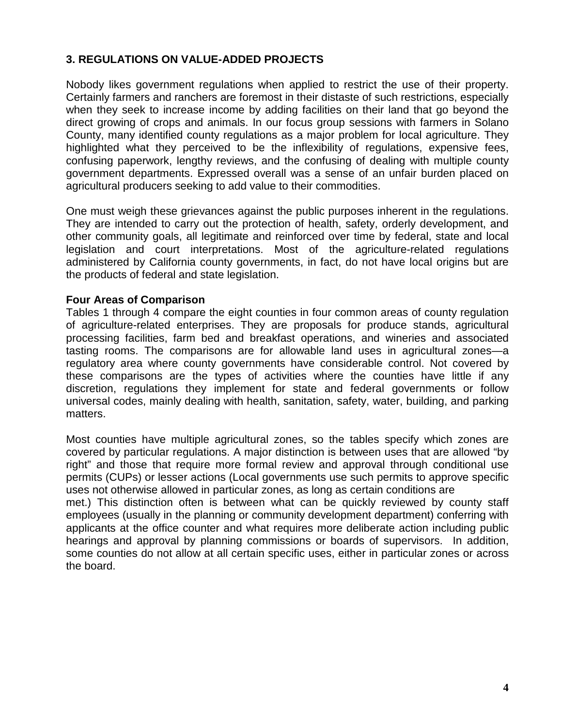## 3. REGULATIONS ON VALUE-ADDED PROJECTS

Nobody likes government regulations when applied to restrict the use of their property. Certainly farmers and ranchers are foremost in their distaste of such restrictions, especially when they seek to increase income by adding facilities on their land that go beyond the direct growing of crops and animals. In our focus group sessions with farmers in Solano County, many identified county regulations as a major problem for local agriculture. They highlighted what they perceived to be the inflexibility of regulations, expensive fees, confusing paperwork, lengthy reviews, and the confusing of dealing with multiple county government departments. Expressed overall was a sense of an unfair burden placed on agricultural producers seeking to add value to their commodities.

One must weigh these grievances against the public purposes inherent in the regulations. They are intended to carry out the protection of health, safety, orderly development, and other community goals, all legitimate and reinforced over time by federal, state and local legislation and court interpretations. Most of the agriculture-related regulations administered by California county governments, in fact, do not have local origins but are the products of federal and state legislation.

### Four Areas of Comparison

Tables 1 through 4 compare the eight counties in four common areas of county regulation of agriculture-related enterprises. They are proposals for produce stands, agricultural processing facilities, farm bed and breakfast operations, and wineries and associated tasting rooms. The comparisons are for allowable land uses in agricultural zones—a regulatory area where county governments have considerable control. Not covered by these comparisons are the types of activities where the counties have little if any discretion, regulations they implement for state and federal governments or follow universal codes, mainly dealing with health, sanitation, safety, water, building, and parking matters.

Most counties have multiple agricultural zones, so the tables specify which zones are covered by particular regulations. A major distinction is between uses that are allowed "by right" and those that require more formal review and approval through conditional use permits (CUPs) or lesser actions (Local governments use such permits to approve specific uses not otherwise allowed in particular zones, as long as certain conditions are met.) This distinction often is between what can be quickly reviewed by county staff employees (usually in the planning or community development department) conferring with applicants at the office counter and what requires more deliberate action including public hearings and approval by planning commissions or boards of supervisors. In addition, some counties do not allow at all certain specific uses, either in particular zones or across the board.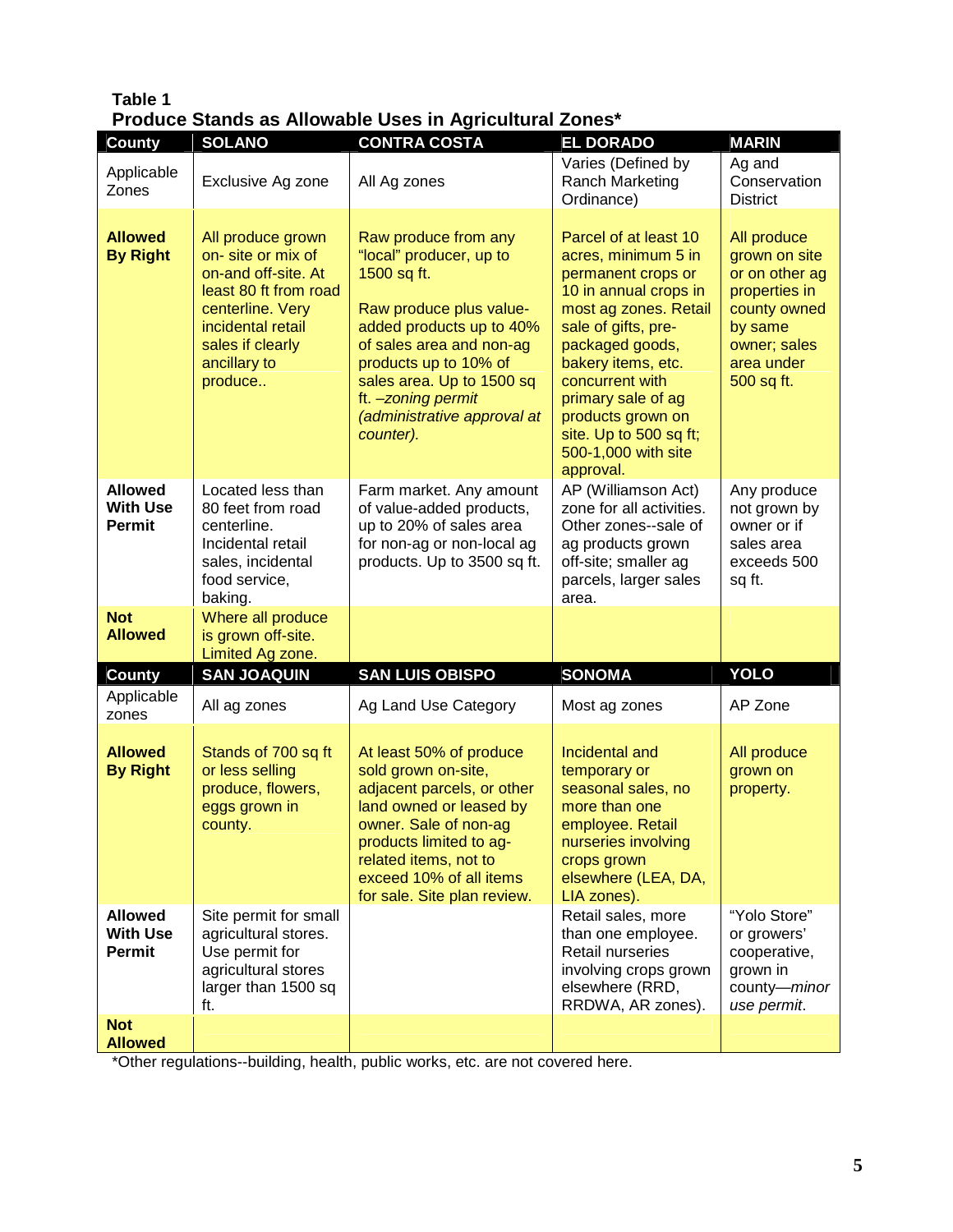**Table 1**
**Produce Stands as Allowable Uses in Agricultural Zones***

| County | SOLANO | CONTRA COSTA | EL DORADO | MARIN |
|---|---|---|---|---|
| Applicable Zones | Exclusive Ag zone | All Ag zones | Varies (Defined by Ranch Marketing Ordinance) | Ag and Conservation District |
| **Allowed By Right** | All produce grown on- site or mix of on-and off-site. At least 80 ft from road centerline. Very incidental retail sales if clearly ancillary to produce.. | Raw produce from any "local" producer, up to 1500 sq ft.<br><br>Raw produce plus value-added products up to 40% of sales area and non-ag products up to 10% of sales area. Up to 1500 sq ft. *–zoning permit (administrative approval at counter).* | Parcel of at least 10 acres, minimum 5 in permanent crops or 10 in annual crops in most ag zones. Retail sale of gifts, pre-packaged goods, bakery items, etc. concurrent with primary sale of ag products grown on site. Up to 500 sq ft; 500-1,000 with site approval. | All produce grown on site or on other ag properties in county owned by same owner; sales area under 500 sq ft. |
| **Allowed With Use Permit** | Located less than 80 feet from road centerline. Incidental retail sales, incidental food service, baking. | Farm market. Any amount of value-added products, up to 20% of sales area for non-ag or non-local ag products. Up to 3500 sq ft. | AP (Williamson Act) zone for all activities. Other zones--sale of ag products grown off-site; smaller ag parcels, larger sales area. | Any produce not grown by owner or if sales area exceeds 500 sq ft. |
| **Not Allowed** | Where all produce is grown off-site. Limited Ag zone. | | | |
| **County** | **SAN JOAQUIN** | **SAN LUIS OBISPO** | **SONOMA** | **YOLO** |
| Applicable zones | All ag zones | Ag Land Use Category | Most ag zones | AP Zone |
| **Allowed By Right** | Stands of 700 sq ft or less selling produce, flowers, eggs grown in county. | At least 50% of produce sold grown on-site, adjacent parcels, or other land owned or leased by owner. Sale of non-ag products limited to ag-related items, not to exceed 10% of all items for sale. Site plan review. | Incidental and temporary or seasonal sales, no more than one employee. Retail nurseries involving crops grown elsewhere (LEA, DA, LIA zones). | All produce grown on property. |
| **Allowed With Use Permit** | Site permit for small agricultural stores. Use permit for agricultural stores larger than 1500 sq ft. | | Retail sales, more than one employee. Retail nurseries involving crops grown elsewhere (RRD, RRDWA, AR zones). | "Yolo Store" or growers' cooperative, grown in county—*minor use permit*. |
| **Not Allowed** | | | | |

*Other regulations--building, health, public works, etc. are not covered here.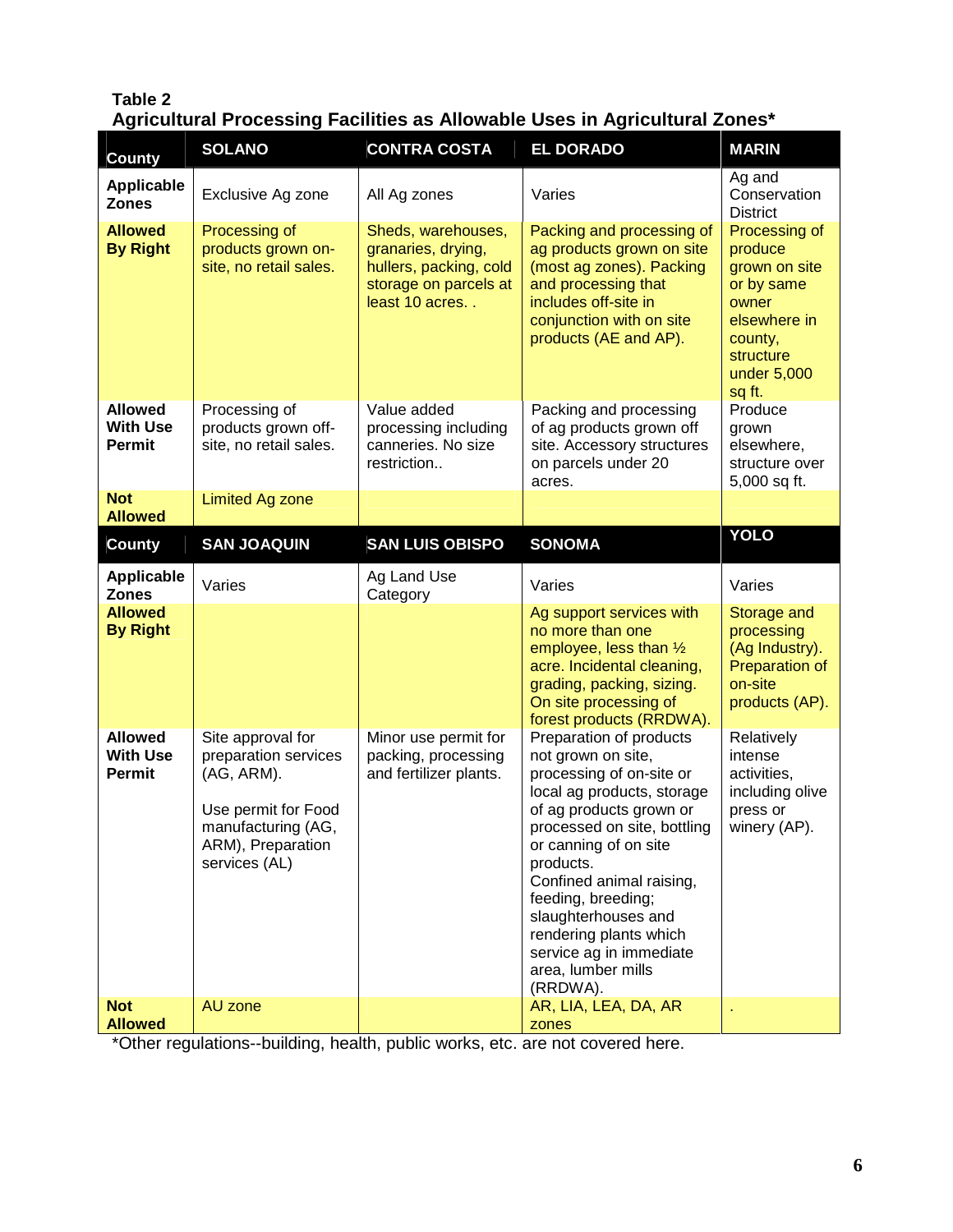**Table 2**
**Agricultural Processing Facilities as Allowable Uses in Agricultural Zones***

| County | SOLANO | CONTRA COSTA | EL DORADO | MARIN |
|---|---|---|---|---|
| **Applicable Zones** | Exclusive Ag zone | All Ag zones | Varies | Ag and Conservation District |
| **Allowed By Right** | Processing of products grown on-site, no retail sales. | Sheds, warehouses, granaries, drying, hullers, packing, cold storage on parcels at least 10 acres. . | Packing and processing of ag products grown on site (most ag zones). Packing and processing that includes off-site in conjunction with on site products (AE and AP). | Processing of produce grown on site or by same owner elsewhere in county, structure under 5,000 sq ft. |
| **Allowed With Use Permit** | Processing of products grown off-site, no retail sales. | Value added processing including canneries. No size restriction.. | Packing and processing of ag products grown off site. Accessory structures on parcels under 20 acres. | Produce grown elsewhere, structure over 5,000 sq ft. |
| **Not Allowed** | Limited Ag zone | | | |
| **County** | **SAN JOAQUIN** | **SAN LUIS OBISPO** | **SONOMA** | **YOLO** |
| **Applicable Zones** | Varies | Ag Land Use Category | Varies | Varies |
| **Allowed By Right** | | | Ag support services with no more than one employee, less than ½ acre. Incidental cleaning, grading, packing, sizing. On site processing of forest products (RRDWA). | Storage and processing (Ag Industry). Preparation of on-site products (AP). |
| **Allowed With Use Permit** | Site approval for preparation services (AG, ARM).<br><br>Use permit for Food manufacturing (AG, ARM), Preparation services (AL) | Minor use permit for packing, processing and fertilizer plants. | Preparation of products not grown on site, processing of on-site or local ag products, storage of ag products grown or processed on site, bottling or canning of on site products.<br>Confined animal raising, feeding, breeding; slaughterhouses and rendering plants which service ag in immediate area, lumber mills (RRDWA). | Relatively intense activities, including olive press or winery (AP). |
| **Not Allowed** | AU zone | | AR, LIA, LEA, DA, AR zones | . |

*Other regulations--building, health, public works, etc. are not covered here.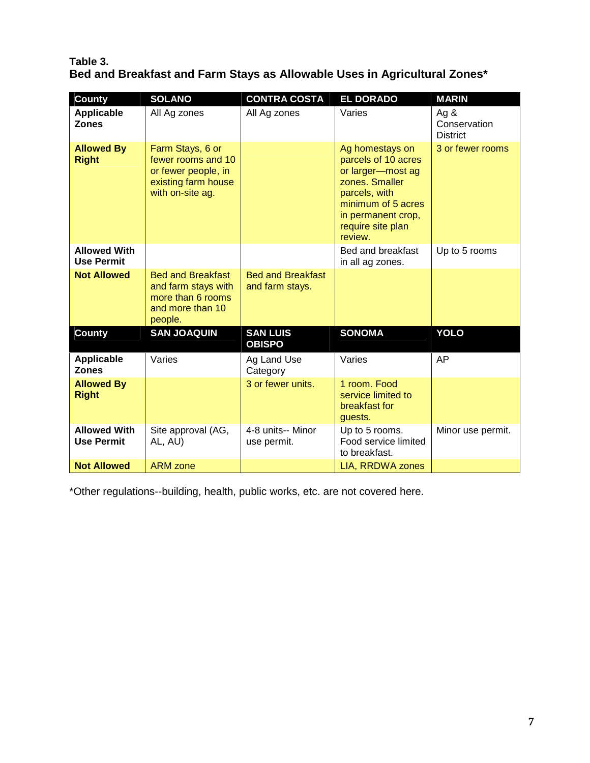**Table 3.**
**Bed and Breakfast and Farm Stays as Allowable Uses in Agricultural Zones***

| County | SOLANO | CONTRA COSTA | EL DORADO | MARIN |
|---|---|---|---|---|
| **Applicable Zones** | All Ag zones | All Ag zones | Varies | Ag & Conservation District |
| **Allowed By Right** | Farm Stays, 6 or fewer rooms and 10 or fewer people, in existing farm house with on-site ag. | | Ag homestays on parcels of 10 acres or larger—most ag zones. Smaller parcels, with minimum of 5 acres in permanent crop, require site plan review. | 3 or fewer rooms |
| **Allowed With Use Permit** | | | Bed and breakfast in all ag zones. | Up to 5 rooms |
| **Not Allowed** | Bed and Breakfast and farm stays with more than 6 rooms and more than 10 people. | Bed and Breakfast and farm stays. | | |
| **County** | **SAN JOAQUIN** | **SAN LUIS OBISPO** | **SONOMA** | **YOLO** |
| **Applicable Zones** | Varies | Ag Land Use Category | Varies | AP |
| **Allowed By Right** | | 3 or fewer units. | 1 room. Food service limited to breakfast for guests. | |
| **Allowed With Use Permit** | Site approval (AG, AL, AU) | 4-8 units-- Minor use permit. | Up to 5 rooms. Food service limited to breakfast. | Minor use permit. |
| **Not Allowed** | ARM zone | | LIA, RRDWA zones | |

*Other regulations--building, health, public works, etc. are not covered here.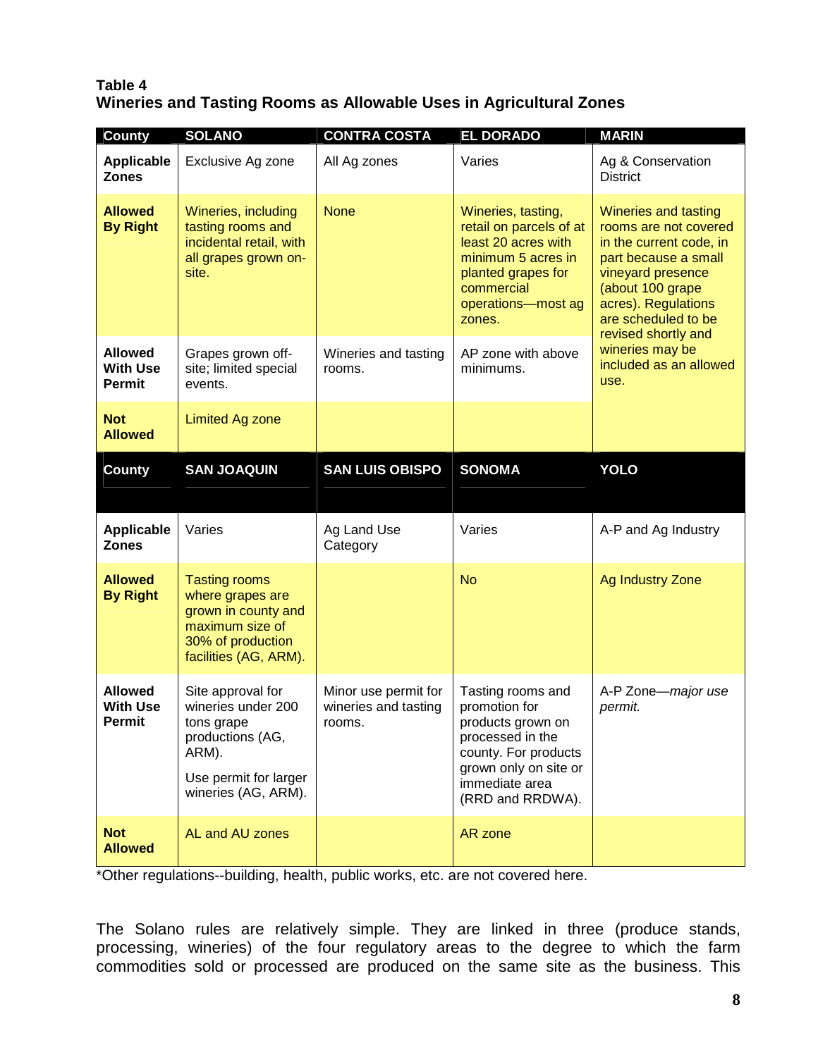**Table 4**
**Wineries and Tasting Rooms as Allowable Uses in Agricultural Zones**

| County | SOLANO | CONTRA COSTA | EL DORADO | MARIN |
|---|---|---|---|---|
| **Applicable Zones** | Exclusive Ag zone | All Ag zones | Varies | Ag & Conservation District |
| **Allowed By Right** | Wineries, including tasting rooms and incidental retail, with all grapes grown on-site. | None | Wineries, tasting, retail on parcels of at least 20 acres with minimum 5 acres in planted grapes for commercial operations—most ag zones. | Wineries and tasting rooms are not covered in the current code, in part because a small vineyard presence (about 100 grape acres). Regulations are scheduled to be revised shortly and wineries may be included as an allowed use. |
| **Allowed With Use Permit** | Grapes grown off-site; limited special events. | Wineries and tasting rooms. | AP zone with above minimums. | |
| **Not Allowed** | Limited Ag zone | | | |
| **County** | **SAN JOAQUIN** | **SAN LUIS OBISPO** | **SONOMA** | **YOLO** |
| **Applicable Zones** | Varies | Ag Land Use Category | Varies | A-P and Ag Industry |
| **Allowed By Right** | Tasting rooms where grapes are grown in county and maximum size of 30% of production facilities (AG, ARM). | | No | Ag Industry Zone |
| **Allowed With Use Permit** | Site approval for wineries under 200 tons grape productions (AG, ARM).<br>Use permit for larger wineries (AG, ARM). | Minor use permit for wineries and tasting rooms. | Tasting rooms and promotion for products grown on processed in the county. For products grown only on site or immediate area (RRD and RRDWA). | A-P Zone—*major use permit.* |
| **Not Allowed** | AL and AU zones | | AR zone | |

*Other regulations--building, health, public works, etc. are not covered here.

The Solano rules are relatively simple. They are linked in three (produce stands, processing, wineries) of the four regulatory areas to the degree to which the farm commodities sold or processed are produced on the same site as the business. This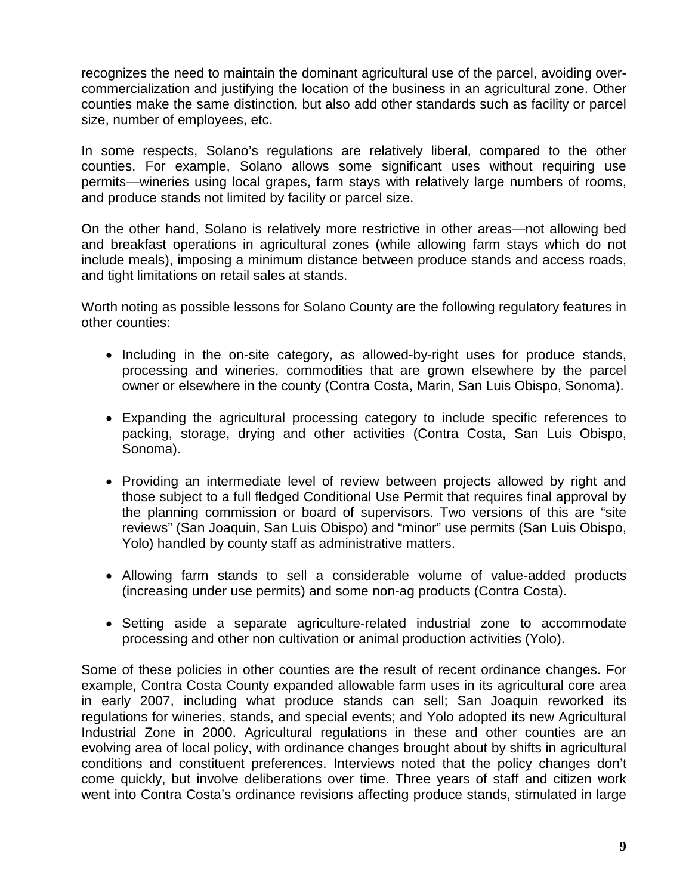recognizes the need to maintain the dominant agricultural use of the parcel, avoiding over-commercialization and justifying the location of the business in an agricultural zone. Other counties make the same distinction, but also add other standards such as facility or parcel size, number of employees, etc.

In some respects, Solano's regulations are relatively liberal, compared to the other counties. For example, Solano allows some significant uses without requiring use permits—wineries using local grapes, farm stays with relatively large numbers of rooms, and produce stands not limited by facility or parcel size.

On the other hand, Solano is relatively more restrictive in other areas—not allowing bed and breakfast operations in agricultural zones (while allowing farm stays which do not include meals), imposing a minimum distance between produce stands and access roads, and tight limitations on retail sales at stands.

Worth noting as possible lessons for Solano County are the following regulatory features in other counties:

- Including in the on-site category, as allowed-by-right uses for produce stands, processing and wineries, commodities that are grown elsewhere by the parcel owner or elsewhere in the county (Contra Costa, Marin, San Luis Obispo, Sonoma).
- Expanding the agricultural processing category to include specific references to packing, storage, drying and other activities (Contra Costa, San Luis Obispo, Sonoma).
- Providing an intermediate level of review between projects allowed by right and those subject to a full fledged Conditional Use Permit that requires final approval by the planning commission or board of supervisors. Two versions of this are "site reviews" (San Joaquin, San Luis Obispo) and "minor" use permits (San Luis Obispo, Yolo) handled by county staff as administrative matters.
- Allowing farm stands to sell a considerable volume of value-added products (increasing under use permits) and some non-ag products (Contra Costa).
- Setting aside a separate agriculture-related industrial zone to accommodate processing and other non cultivation or animal production activities (Yolo).

Some of these policies in other counties are the result of recent ordinance changes. For example, Contra Costa County expanded allowable farm uses in its agricultural core area in early 2007, including what produce stands can sell; San Joaquin reworked its regulations for wineries, stands, and special events; and Yolo adopted its new Agricultural Industrial Zone in 2000. Agricultural regulations in these and other counties are an evolving area of local policy, with ordinance changes brought about by shifts in agricultural conditions and constituent preferences. Interviews noted that the policy changes don't come quickly, but involve deliberations over time. Three years of staff and citizen work went into Contra Costa's ordinance revisions affecting produce stands, stimulated in large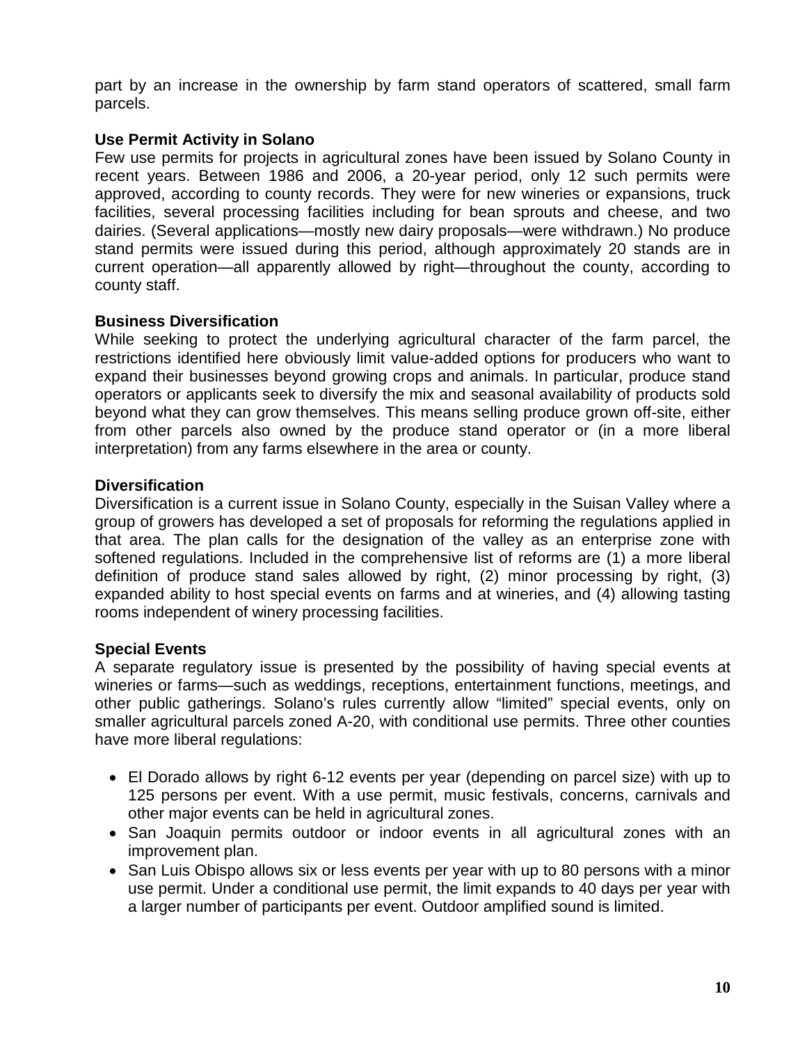part by an increase in the ownership by farm stand operators of scattered, small farm parcels.

**Use Permit Activity in Solano**
Few use permits for projects in agricultural zones have been issued by Solano County in recent years. Between 1986 and 2006, a 20-year period, only 12 such permits were approved, according to county records. They were for new wineries or expansions, truck facilities, several processing facilities including for bean sprouts and cheese, and two dairies. (Several applications—mostly new dairy proposals—were withdrawn.) No produce stand permits were issued during this period, although approximately 20 stands are in current operation—all apparently allowed by right—throughout the county, according to county staff.

**Business Diversification**
While seeking to protect the underlying agricultural character of the farm parcel, the restrictions identified here obviously limit value-added options for producers who want to expand their businesses beyond growing crops and animals. In particular, produce stand operators or applicants seek to diversify the mix and seasonal availability of products sold beyond what they can grow themselves. This means selling produce grown off-site, either from other parcels also owned by the produce stand operator or (in a more liberal interpretation) from any farms elsewhere in the area or county.

**Diversification**
Diversification is a current issue in Solano County, especially in the Suisan Valley where a group of growers has developed a set of proposals for reforming the regulations applied in that area. The plan calls for the designation of the valley as an enterprise zone with softened regulations. Included in the comprehensive list of reforms are (1) a more liberal definition of produce stand sales allowed by right, (2) minor processing by right, (3) expanded ability to host special events on farms and at wineries, and (4) allowing tasting rooms independent of winery processing facilities.

**Special Events**
A separate regulatory issue is presented by the possibility of having special events at wineries or farms—such as weddings, receptions, entertainment functions, meetings, and other public gatherings. Solano's rules currently allow "limited" special events, only on smaller agricultural parcels zoned A-20, with conditional use permits. Three other counties have more liberal regulations:

- El Dorado allows by right 6-12 events per year (depending on parcel size) with up to 125 persons per event. With a use permit, music festivals, concerns, carnivals and other major events can be held in agricultural zones.
- San Joaquin permits outdoor or indoor events in all agricultural zones with an improvement plan.
- San Luis Obispo allows six or less events per year with up to 80 persons with a minor use permit. Under a conditional use permit, the limit expands to 40 days per year with a larger number of participants per event. Outdoor amplified sound is limited.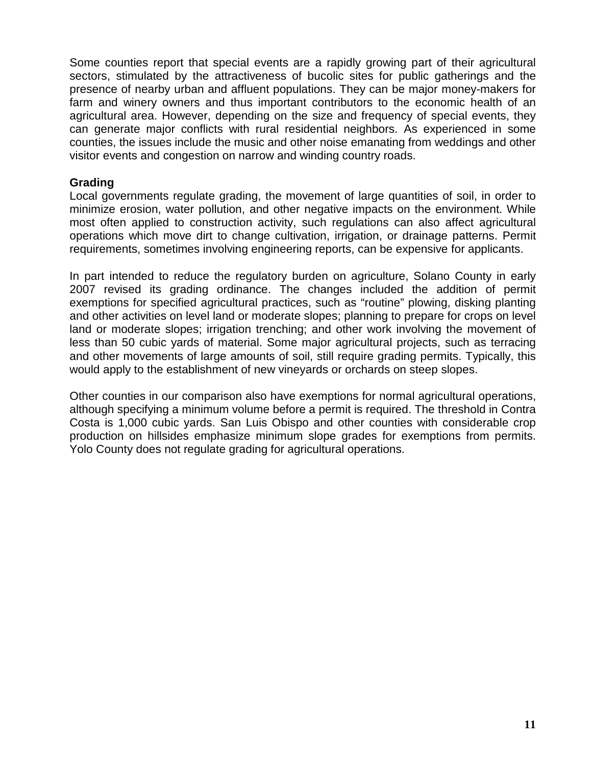Some counties report that special events are a rapidly growing part of their agricultural sectors, stimulated by the attractiveness of bucolic sites for public gatherings and the presence of nearby urban and affluent populations. They can be major money-makers for farm and winery owners and thus important contributors to the economic health of an agricultural area. However, depending on the size and frequency of special events, they can generate major conflicts with rural residential neighbors. As experienced in some counties, the issues include the music and other noise emanating from weddings and other visitor events and congestion on narrow and winding country roads.

**Grading**

Local governments regulate grading, the movement of large quantities of soil, in order to minimize erosion, water pollution, and other negative impacts on the environment. While most often applied to construction activity, such regulations can also affect agricultural operations which move dirt to change cultivation, irrigation, or drainage patterns. Permit requirements, sometimes involving engineering reports, can be expensive for applicants.

In part intended to reduce the regulatory burden on agriculture, Solano County in early 2007 revised its grading ordinance. The changes included the addition of permit exemptions for specified agricultural practices, such as "routine" plowing, disking planting and other activities on level land or moderate slopes; planning to prepare for crops on level land or moderate slopes; irrigation trenching; and other work involving the movement of less than 50 cubic yards of material. Some major agricultural projects, such as terracing and other movements of large amounts of soil, still require grading permits. Typically, this would apply to the establishment of new vineyards or orchards on steep slopes.

Other counties in our comparison also have exemptions for normal agricultural operations, although specifying a minimum volume before a permit is required. The threshold in Contra Costa is 1,000 cubic yards. San Luis Obispo and other counties with considerable crop production on hillsides emphasize minimum slope grades for exemptions from permits. Yolo County does not regulate grading for agricultural operations.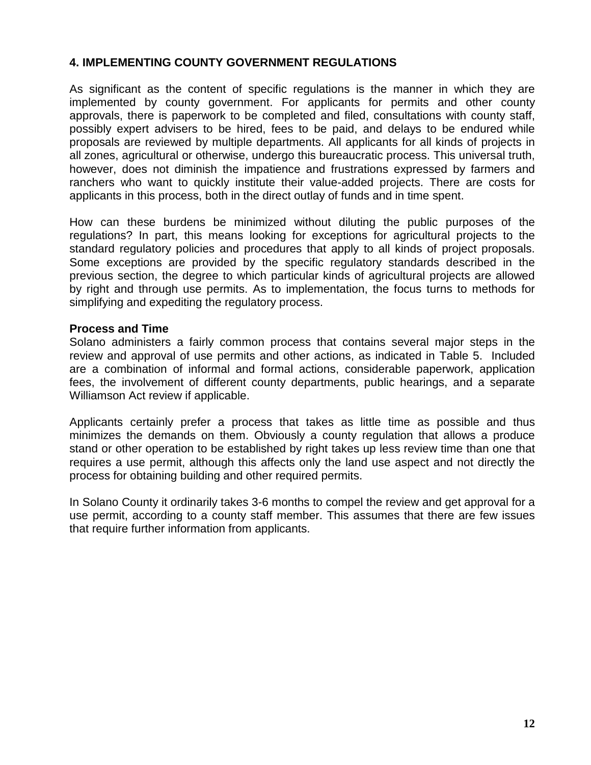## 4. IMPLEMENTING COUNTY GOVERNMENT REGULATIONS

As significant as the content of specific regulations is the manner in which they are implemented by county government. For applicants for permits and other county approvals, there is paperwork to be completed and filed, consultations with county staff, possibly expert advisers to be hired, fees to be paid, and delays to be endured while proposals are reviewed by multiple departments. All applicants for all kinds of projects in all zones, agricultural or otherwise, undergo this bureaucratic process. This universal truth, however, does not diminish the impatience and frustrations expressed by farmers and ranchers who want to quickly institute their value-added projects. There are costs for applicants in this process, both in the direct outlay of funds and in time spent.

How can these burdens be minimized without diluting the public purposes of the regulations? In part, this means looking for exceptions for agricultural projects to the standard regulatory policies and procedures that apply to all kinds of project proposals. Some exceptions are provided by the specific regulatory standards described in the previous section, the degree to which particular kinds of agricultural projects are allowed by right and through use permits. As to implementation, the focus turns to methods for simplifying and expediting the regulatory process.

### Process and Time

Solano administers a fairly common process that contains several major steps in the review and approval of use permits and other actions, as indicated in Table 5. Included are a combination of informal and formal actions, considerable paperwork, application fees, the involvement of different county departments, public hearings, and a separate Williamson Act review if applicable.

Applicants certainly prefer a process that takes as little time as possible and thus minimizes the demands on them. Obviously a county regulation that allows a produce stand or other operation to be established by right takes up less review time than one that requires a use permit, although this affects only the land use aspect and not directly the process for obtaining building and other required permits.

In Solano County it ordinarily takes 3-6 months to compel the review and get approval for a use permit, according to a county staff member. This assumes that there are few issues that require further information from applicants.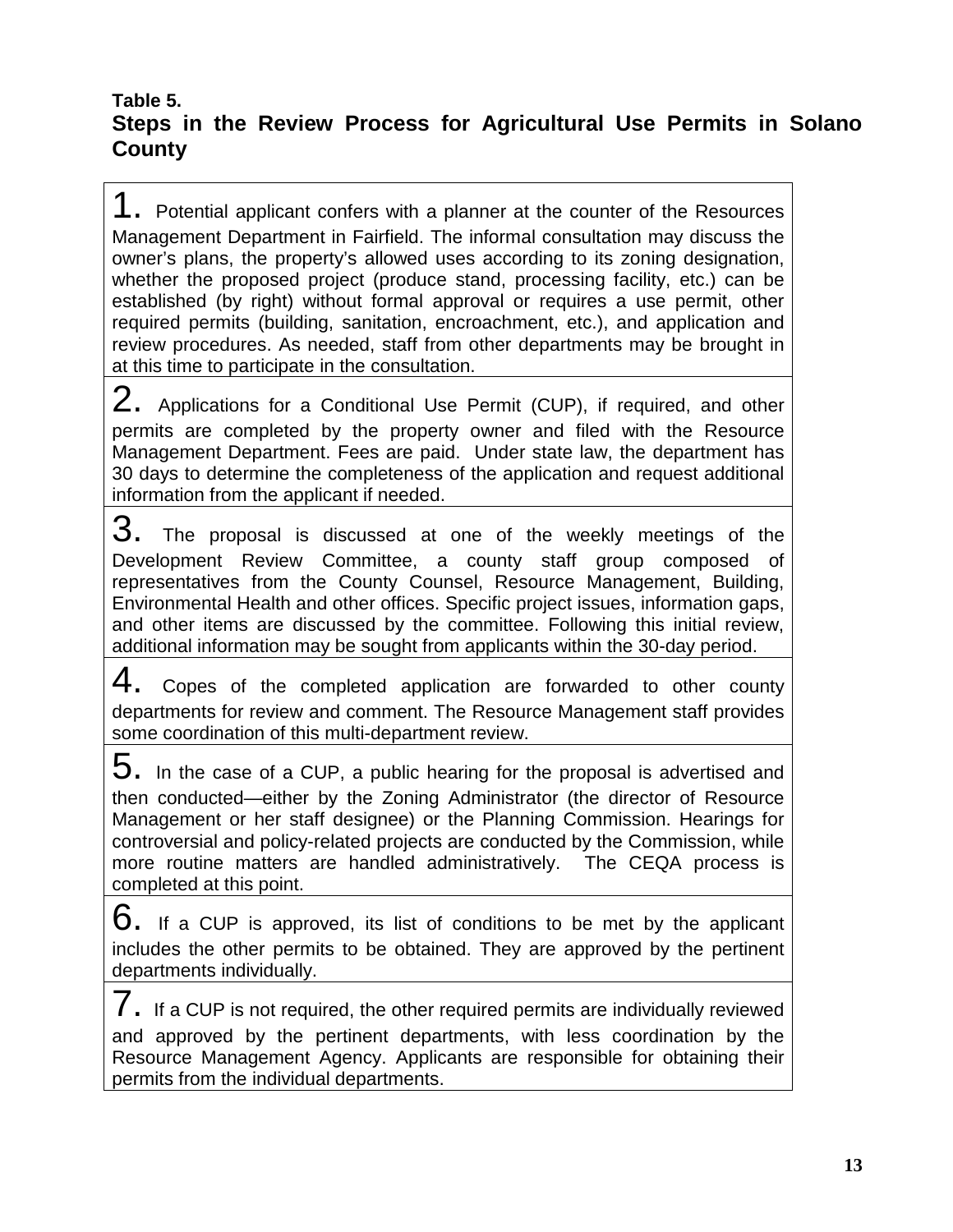**Table 5.**

**Steps in the Review Process for Agricultural Use Permits in Solano County**

| |
|---|
| 1. Potential applicant confers with a planner at the counter of the Resources Management Department in Fairfield. The informal consultation may discuss the owner's plans, the property's allowed uses according to its zoning designation, whether the proposed project (produce stand, processing facility, etc.) can be established (by right) without formal approval or requires a use permit, other required permits (building, sanitation, encroachment, etc.), and application and review procedures. As needed, staff from other departments may be brought in at this time to participate in the consultation. |
| 2. Applications for a Conditional Use Permit (CUP), if required, and other permits are completed by the property owner and filed with the Resource Management Department. Fees are paid. Under state law, the department has 30 days to determine the completeness of the application and request additional information from the applicant if needed. |
| 3. The proposal is discussed at one of the weekly meetings of the Development Review Committee, a county staff group composed of representatives from the County Counsel, Resource Management, Building, Environmental Health and other offices. Specific project issues, information gaps, and other items are discussed by the committee. Following this initial review, additional information may be sought from applicants within the 30-day period. |
| 4. Copes of the completed application are forwarded to other county departments for review and comment. The Resource Management staff provides some coordination of this multi-department review. |
| 5. In the case of a CUP, a public hearing for the proposal is advertised and then conducted—either by the Zoning Administrator (the director of Resource Management or her staff designee) or the Planning Commission. Hearings for controversial and policy-related projects are conducted by the Commission, while more routine matters are handled administratively. The CEQA process is completed at this point. |
| 6. If a CUP is approved, its list of conditions to be met by the applicant includes the other permits to be obtained. They are approved by the pertinent departments individually. |
| 7. If a CUP is not required, the other required permits are individually reviewed and approved by the pertinent departments, with less coordination by the Resource Management Agency. Applicants are responsible for obtaining their permits from the individual departments. |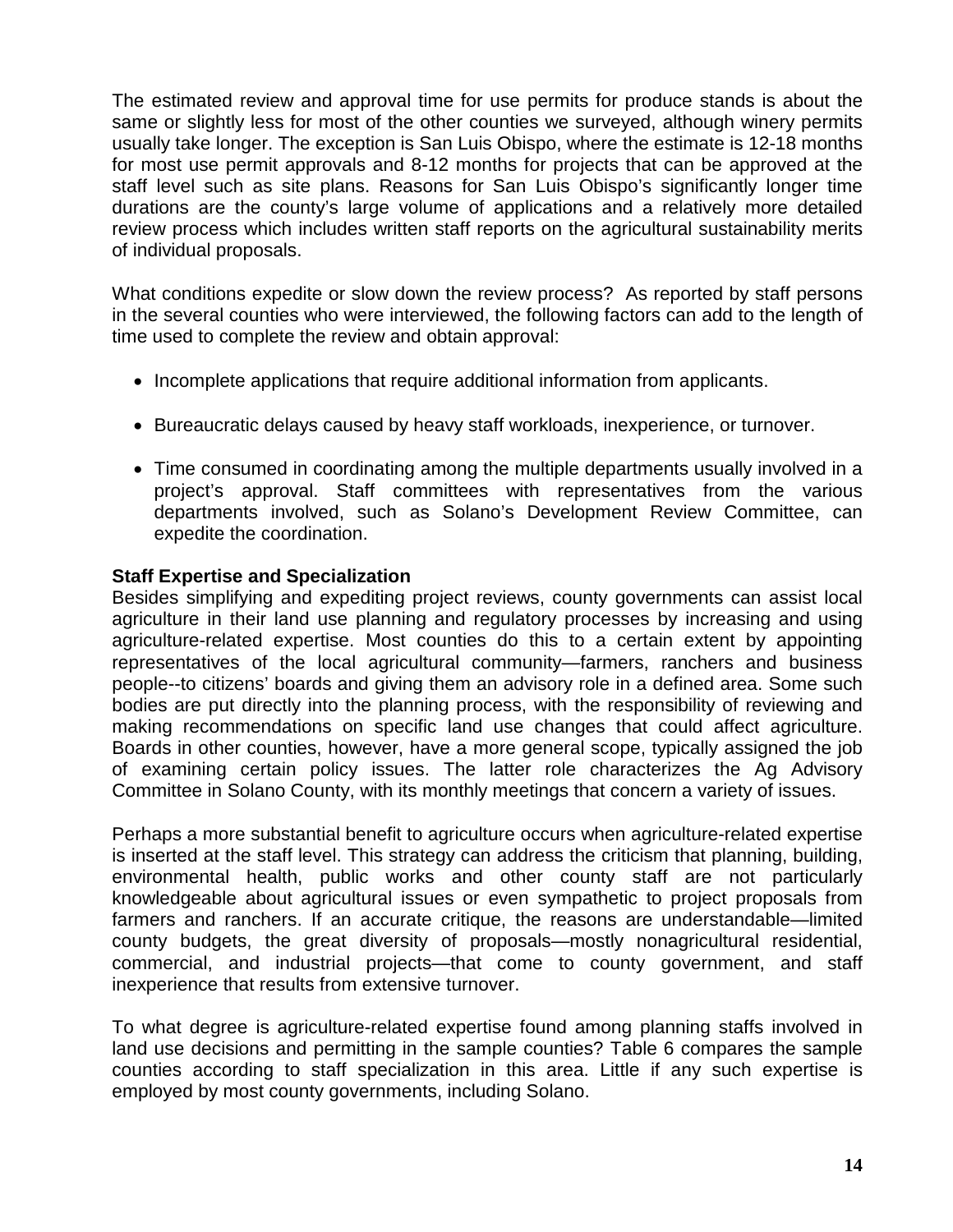The estimated review and approval time for use permits for produce stands is about the same or slightly less for most of the other counties we surveyed, although winery permits usually take longer. The exception is San Luis Obispo, where the estimate is 12-18 months for most use permit approvals and 8-12 months for projects that can be approved at the staff level such as site plans. Reasons for San Luis Obispo's significantly longer time durations are the county's large volume of applications and a relatively more detailed review process which includes written staff reports on the agricultural sustainability merits of individual proposals.

What conditions expedite or slow down the review process? As reported by staff persons in the several counties who were interviewed, the following factors can add to the length of time used to complete the review and obtain approval:

- Incomplete applications that require additional information from applicants.
- Bureaucratic delays caused by heavy staff workloads, inexperience, or turnover.
- Time consumed in coordinating among the multiple departments usually involved in a project's approval. Staff committees with representatives from the various departments involved, such as Solano's Development Review Committee, can expedite the coordination.

**Staff Expertise and Specialization**

Besides simplifying and expediting project reviews, county governments can assist local agriculture in their land use planning and regulatory processes by increasing and using agriculture-related expertise. Most counties do this to a certain extent by appointing representatives of the local agricultural community—farmers, ranchers and business people--to citizens' boards and giving them an advisory role in a defined area. Some such bodies are put directly into the planning process, with the responsibility of reviewing and making recommendations on specific land use changes that could affect agriculture. Boards in other counties, however, have a more general scope, typically assigned the job of examining certain policy issues. The latter role characterizes the Ag Advisory Committee in Solano County, with its monthly meetings that concern a variety of issues.

Perhaps a more substantial benefit to agriculture occurs when agriculture-related expertise is inserted at the staff level. This strategy can address the criticism that planning, building, environmental health, public works and other county staff are not particularly knowledgeable about agricultural issues or even sympathetic to project proposals from farmers and ranchers. If an accurate critique, the reasons are understandable—limited county budgets, the great diversity of proposals—mostly nonagricultural residential, commercial, and industrial projects—that come to county government, and staff inexperience that results from extensive turnover.

To what degree is agriculture-related expertise found among planning staffs involved in land use decisions and permitting in the sample counties? Table 6 compares the sample counties according to staff specialization in this area. Little if any such expertise is employed by most county governments, including Solano.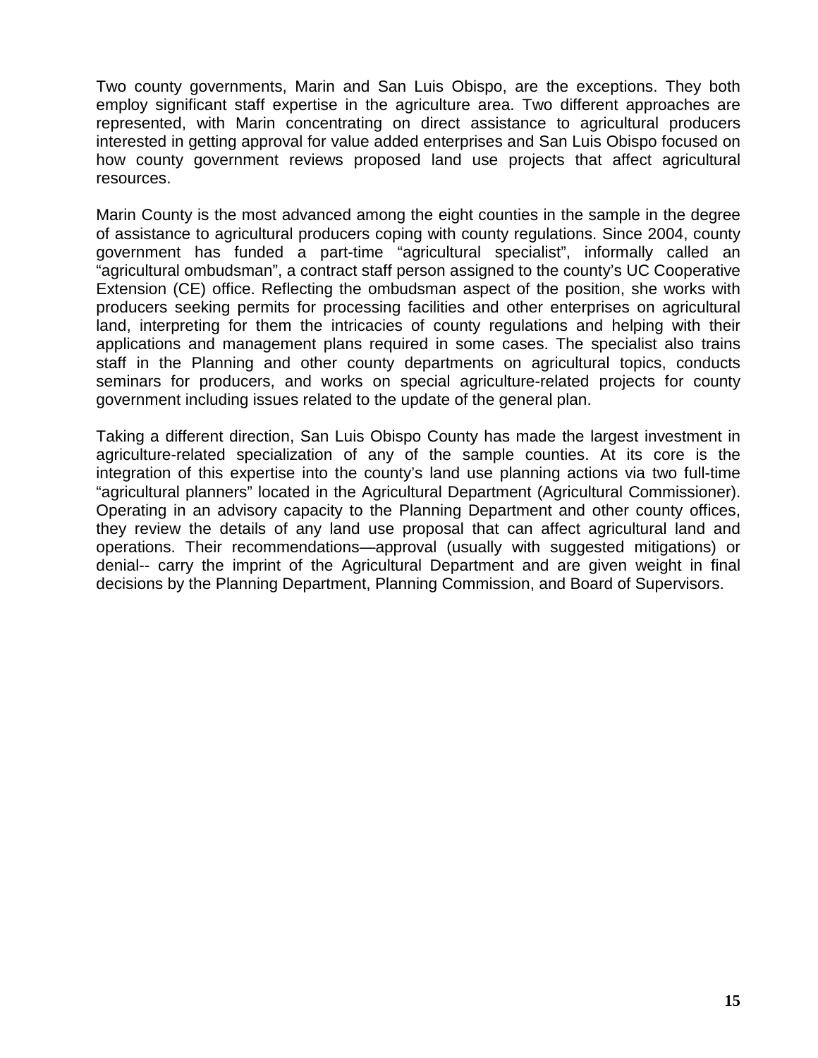Two county governments, Marin and San Luis Obispo, are the exceptions. They both employ significant staff expertise in the agriculture area. Two different approaches are represented, with Marin concentrating on direct assistance to agricultural producers interested in getting approval for value added enterprises and San Luis Obispo focused on how county government reviews proposed land use projects that affect agricultural resources.

Marin County is the most advanced among the eight counties in the sample in the degree of assistance to agricultural producers coping with county regulations. Since 2004, county government has funded a part-time "agricultural specialist", informally called an "agricultural ombudsman", a contract staff person assigned to the county's UC Cooperative Extension (CE) office. Reflecting the ombudsman aspect of the position, she works with producers seeking permits for processing facilities and other enterprises on agricultural land, interpreting for them the intricacies of county regulations and helping with their applications and management plans required in some cases. The specialist also trains staff in the Planning and other county departments on agricultural topics, conducts seminars for producers, and works on special agriculture-related projects for county government including issues related to the update of the general plan.

Taking a different direction, San Luis Obispo County has made the largest investment in agriculture-related specialization of any of the sample counties. At its core is the integration of this expertise into the county's land use planning actions via two full-time "agricultural planners" located in the Agricultural Department (Agricultural Commissioner). Operating in an advisory capacity to the Planning Department and other county offices, they review the details of any land use proposal that can affect agricultural land and operations. Their recommendations—approval (usually with suggested mitigations) or denial-- carry the imprint of the Agricultural Department and are given weight in final decisions by the Planning Department, Planning Commission, and Board of Supervisors.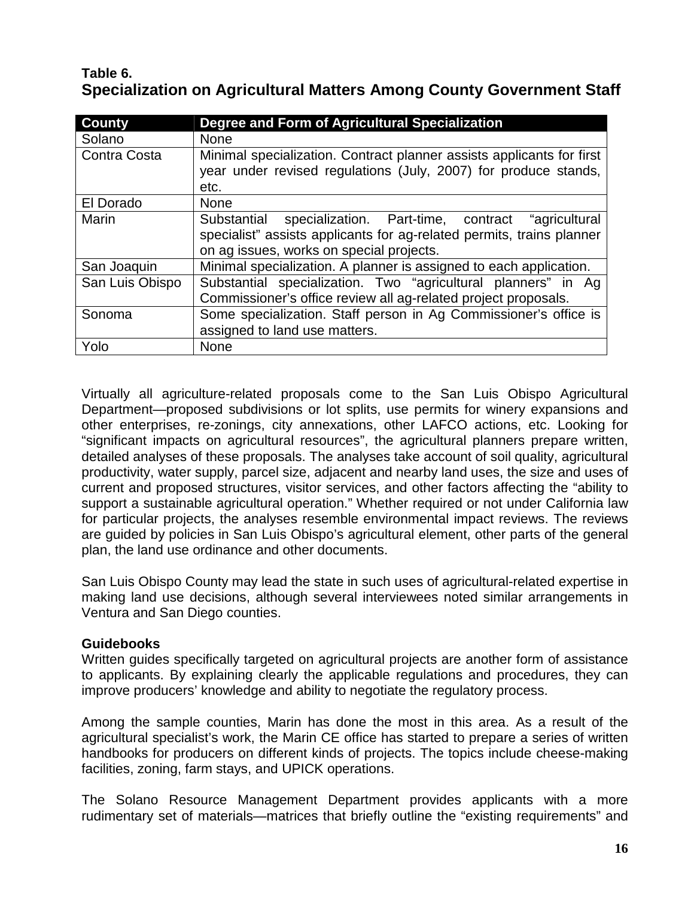**Table 6.**
**Specialization on Agricultural Matters Among County Government Staff**

| County | Degree and Form of Agricultural Specialization |
|---|---|
| Solano | None |
| Contra Costa | Minimal specialization. Contract planner assists applicants for first year under revised regulations (July, 2007) for produce stands, etc. |
| El Dorado | None |
| Marin | Substantial specialization. Part-time, contract "agricultural specialist" assists applicants for ag-related permits, trains planner on ag issues, works on special projects. |
| San Joaquin | Minimal specialization. A planner is assigned to each application. |
| San Luis Obispo | Substantial specialization. Two "agricultural planners" in Ag Commissioner's office review all ag-related project proposals. |
| Sonoma | Some specialization. Staff person in Ag Commissioner's office is assigned to land use matters. |
| Yolo | None |

Virtually all agriculture-related proposals come to the San Luis Obispo Agricultural Department—proposed subdivisions or lot splits, use permits for winery expansions and other enterprises, re-zonings, city annexations, other LAFCO actions, etc. Looking for "significant impacts on agricultural resources", the agricultural planners prepare written, detailed analyses of these proposals. The analyses take account of soil quality, agricultural productivity, water supply, parcel size, adjacent and nearby land uses, the size and uses of current and proposed structures, visitor services, and other factors affecting the "ability to support a sustainable agricultural operation." Whether required or not under California law for particular projects, the analyses resemble environmental impact reviews. The reviews are guided by policies in San Luis Obispo's agricultural element, other parts of the general plan, the land use ordinance and other documents.

San Luis Obispo County may lead the state in such uses of agricultural-related expertise in making land use decisions, although several interviewees noted similar arrangements in Ventura and San Diego counties.

**Guidebooks**

Written guides specifically targeted on agricultural projects are another form of assistance to applicants. By explaining clearly the applicable regulations and procedures, they can improve producers' knowledge and ability to negotiate the regulatory process.

Among the sample counties, Marin has done the most in this area. As a result of the agricultural specialist's work, the Marin CE office has started to prepare a series of written handbooks for producers on different kinds of projects. The topics include cheese-making facilities, zoning, farm stays, and UPICK operations.

The Solano Resource Management Department provides applicants with a more rudimentary set of materials—matrices that briefly outline the "existing requirements" and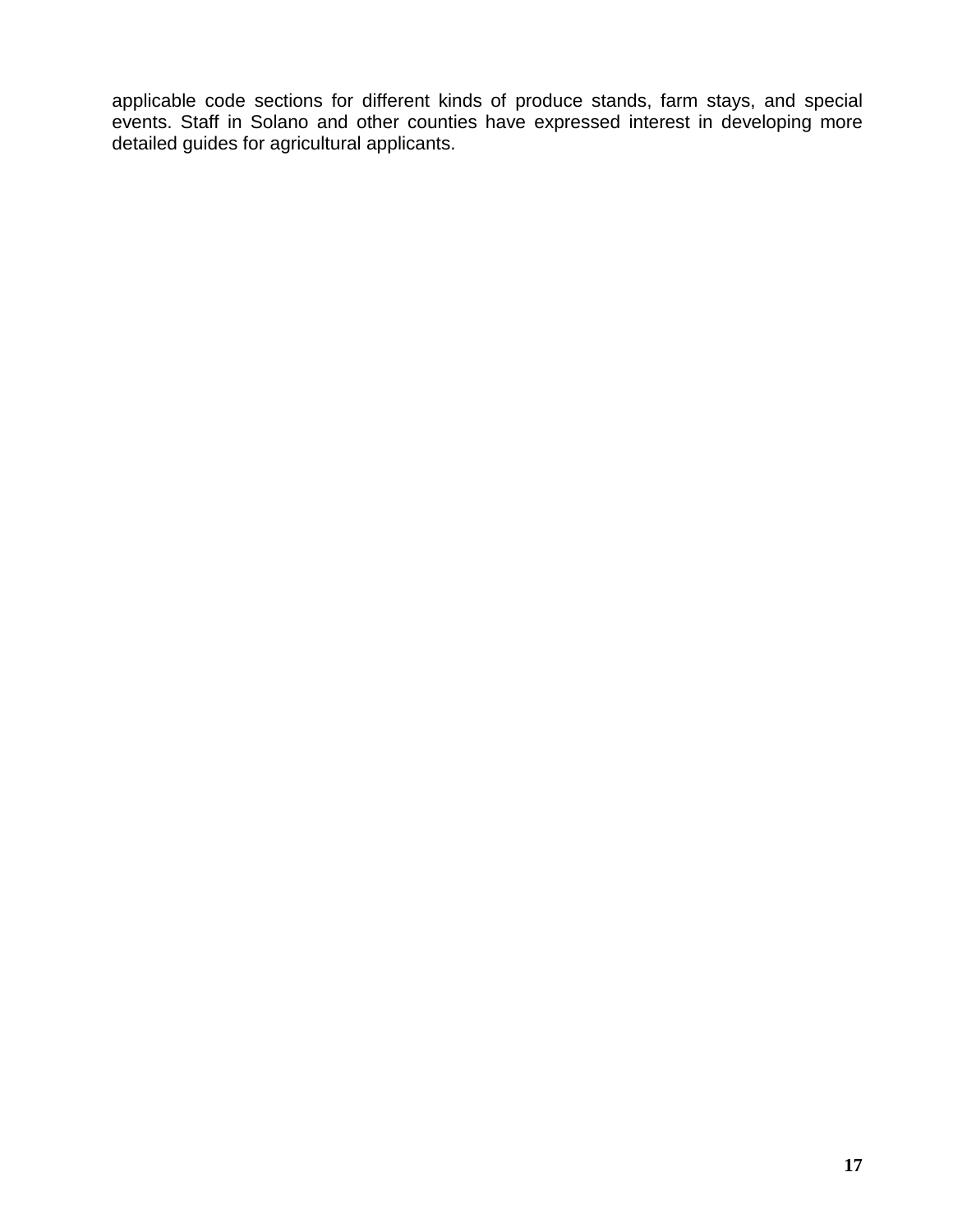applicable code sections for different kinds of produce stands, farm stays, and special events. Staff in Solano and other counties have expressed interest in developing more detailed guides for agricultural applicants.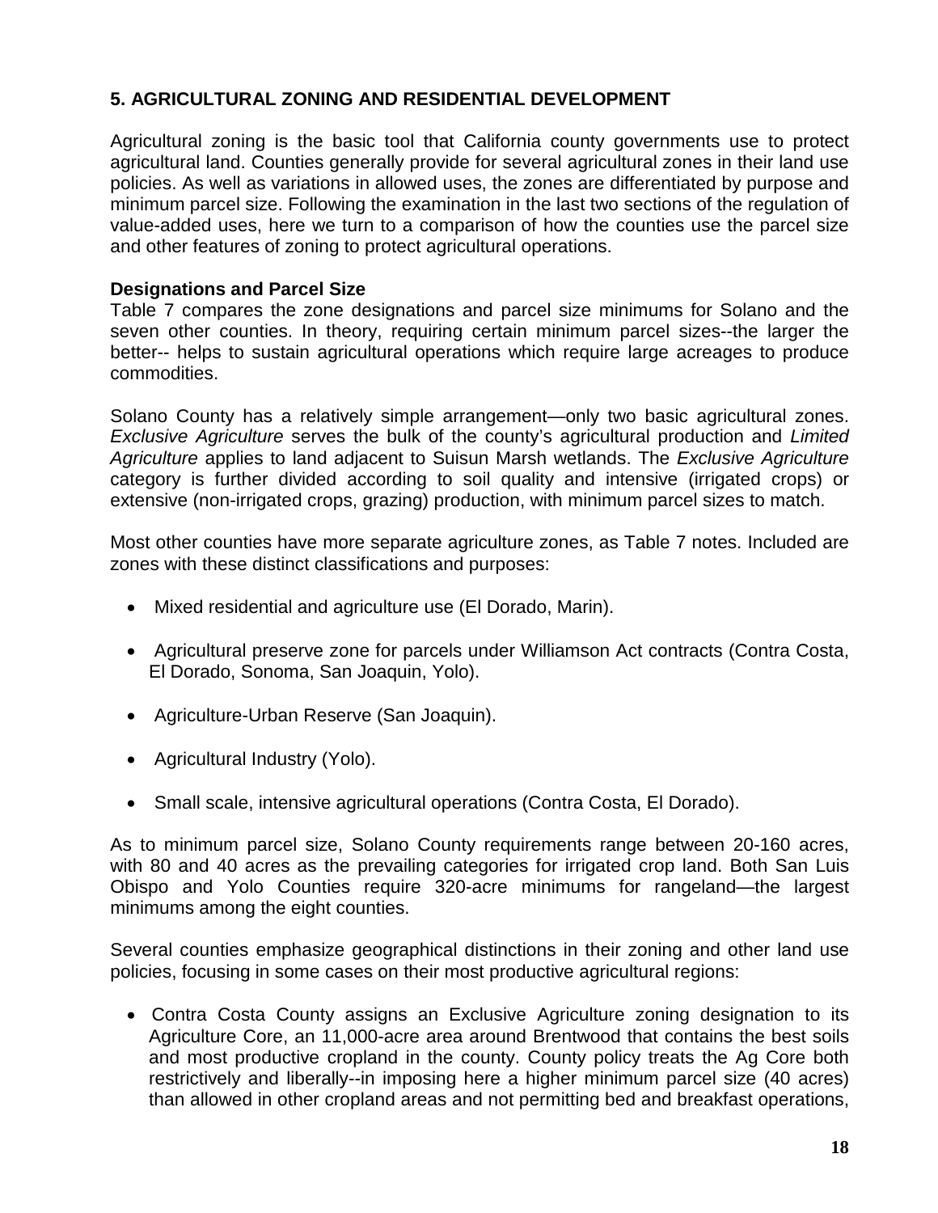## 5. AGRICULTURAL ZONING AND RESIDENTIAL DEVELOPMENT

Agricultural zoning is the basic tool that California county governments use to protect agricultural land. Counties generally provide for several agricultural zones in their land use policies. As well as variations in allowed uses, the zones are differentiated by purpose and minimum parcel size. Following the examination in the last two sections of the regulation of value-added uses, here we turn to a comparison of how the counties use the parcel size and other features of zoning to protect agricultural operations.

### Designations and Parcel Size

Table 7 compares the zone designations and parcel size minimums for Solano and the seven other counties. In theory, requiring certain minimum parcel sizes--the larger the better-- helps to sustain agricultural operations which require large acreages to produce commodities.

Solano County has a relatively simple arrangement—only two basic agricultural zones. *Exclusive Agriculture* serves the bulk of the county's agricultural production and *Limited Agriculture* applies to land adjacent to Suisun Marsh wetlands. The *Exclusive Agriculture* category is further divided according to soil quality and intensive (irrigated crops) or extensive (non-irrigated crops, grazing) production, with minimum parcel sizes to match.

Most other counties have more separate agriculture zones, as Table 7 notes. Included are zones with these distinct classifications and purposes:

- Mixed residential and agriculture use (El Dorado, Marin).
- Agricultural preserve zone for parcels under Williamson Act contracts (Contra Costa, El Dorado, Sonoma, San Joaquin, Yolo).
- Agriculture-Urban Reserve (San Joaquin).
- Agricultural Industry (Yolo).
- Small scale, intensive agricultural operations (Contra Costa, El Dorado).

As to minimum parcel size, Solano County requirements range between 20-160 acres, with 80 and 40 acres as the prevailing categories for irrigated crop land. Both San Luis Obispo and Yolo Counties require 320-acre minimums for rangeland—the largest minimums among the eight counties.

Several counties emphasize geographical distinctions in their zoning and other land use policies, focusing in some cases on their most productive agricultural regions:

- Contra Costa County assigns an Exclusive Agriculture zoning designation to its Agriculture Core, an 11,000-acre area around Brentwood that contains the best soils and most productive cropland in the county. County policy treats the Ag Core both restrictively and liberally--in imposing here a higher minimum parcel size (40 acres) than allowed in other cropland areas and not permitting bed and breakfast operations,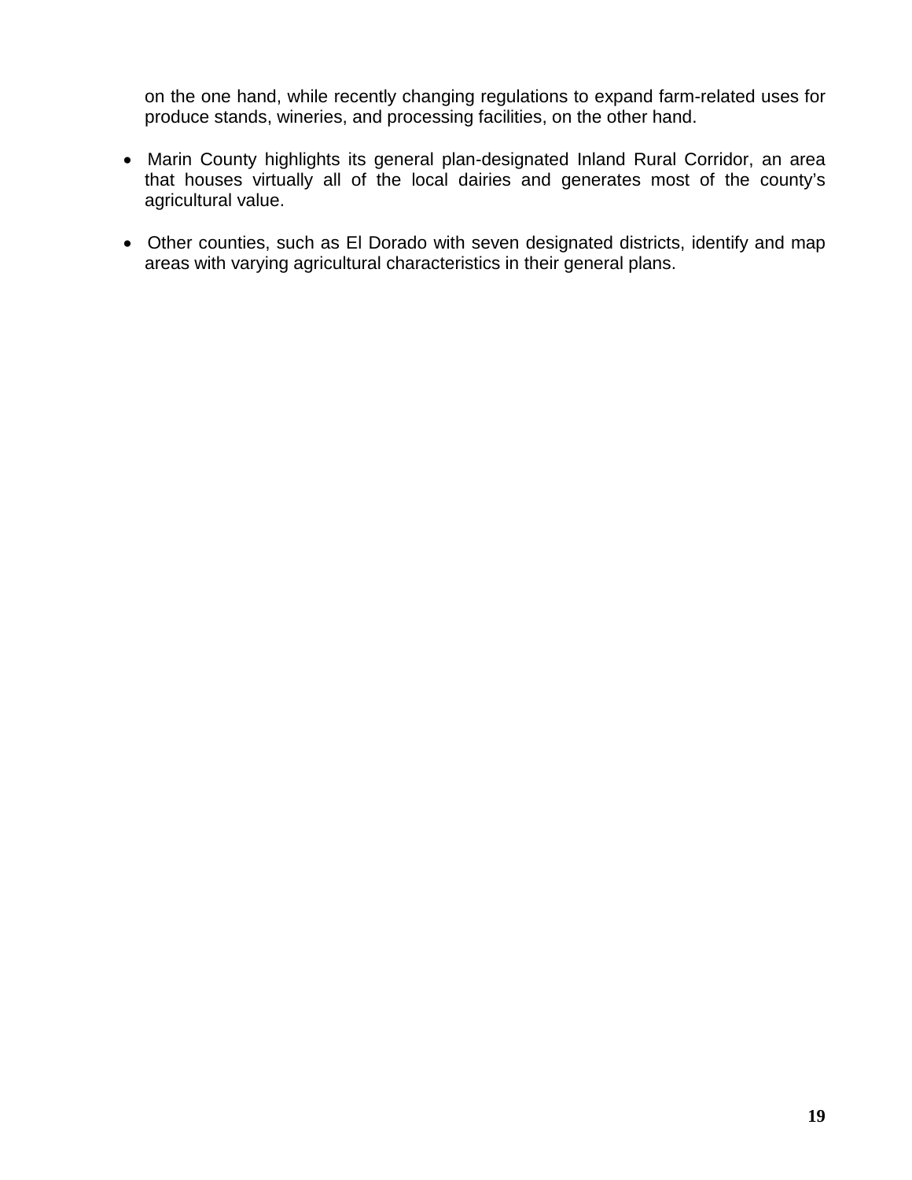on the one hand, while recently changing regulations to expand farm-related uses for produce stands, wineries, and processing facilities, on the other hand.

- Marin County highlights its general plan-designated Inland Rural Corridor, an area that houses virtually all of the local dairies and generates most of the county's agricultural value.

- Other counties, such as El Dorado with seven designated districts, identify and map areas with varying agricultural characteristics in their general plans.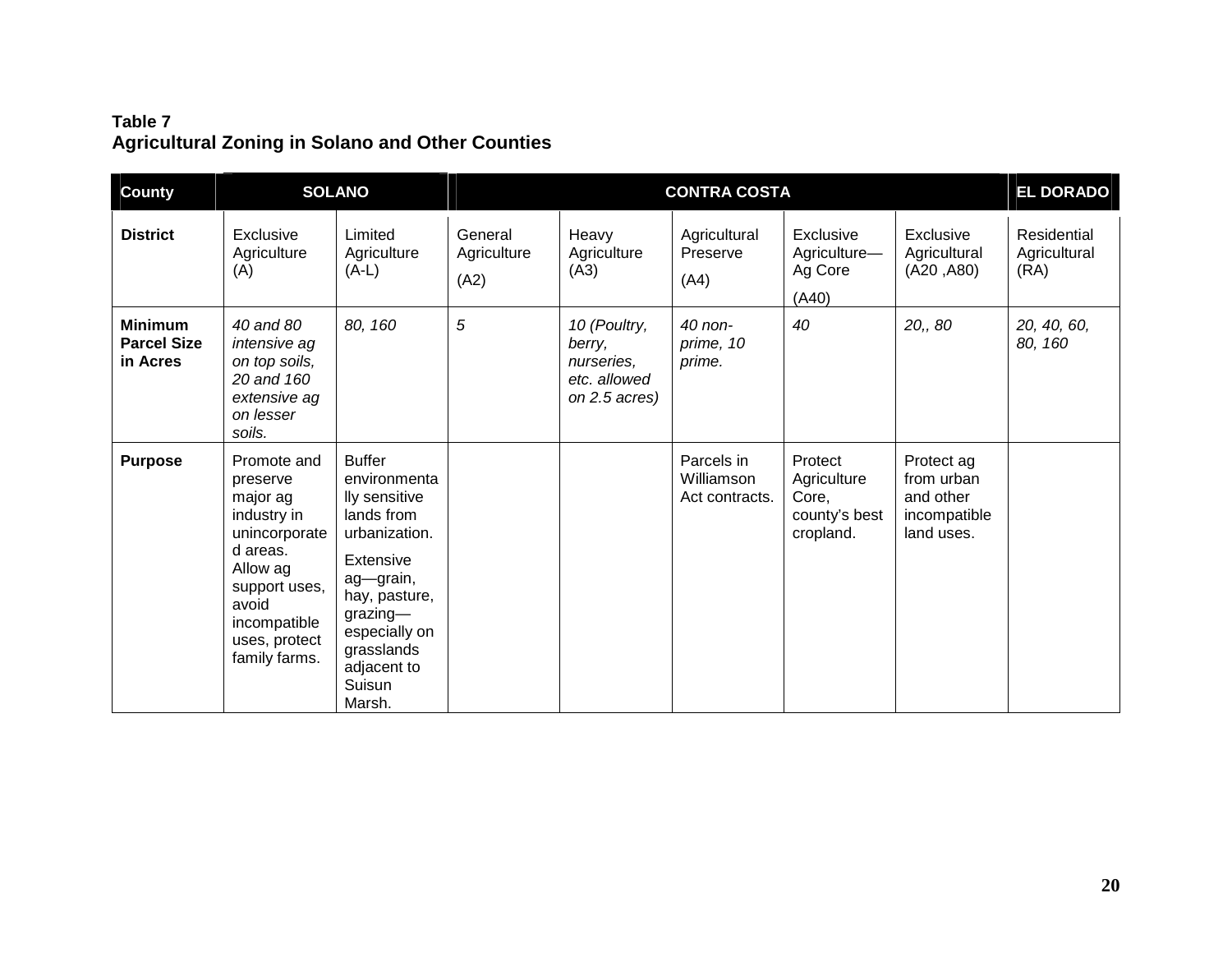**Table 7**
**Agricultural Zoning in Solano and Other Counties**

| County | SOLANO | | CONTRA COSTA | | | | | EL DORADO |
|---|---|---|---|---|---|---|---|---|
| **District** | Exclusive Agriculture (A) | Limited Agriculture (A-L) | General Agriculture (A2) | Heavy Agriculture (A3) | Agricultural Preserve (A4) | Exclusive Agriculture—Ag Core (A40) | Exclusive Agricultural (A20 ,A80) | Residential Agricultural (RA) |
| **Minimum Parcel Size in Acres** | *40 and 80 intensive ag on top soils, 20 and 160 extensive ag on lesser soils.* | *80, 160* | *5* | *10 (Poultry, berry, nurseries, etc. allowed on 2.5 acres)* | *40 non-prime, 10 prime.* | *40* | *20,, 80* | *20, 40, 60, 80, 160* |
| **Purpose** | Promote and preserve major ag industry in unincorporated areas. Allow ag support uses, avoid incompatible uses, protect family farms. | Buffer environmentally sensitive lands from urbanization. Extensive ag—grain, hay, pasture, grazing—especially on grasslands adjacent to Suisun Marsh. | | | Parcels in Williamson Act contracts. | Protect Agriculture Core, county's best cropland. | Protect ag from urban and other incompatible land uses. | |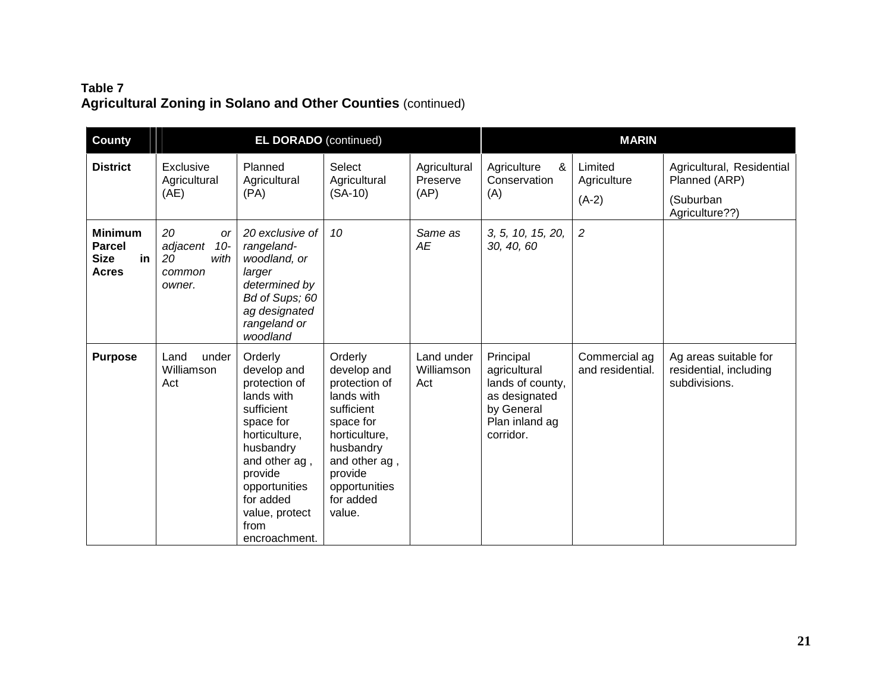**Table 7**
**Agricultural Zoning in Solano and Other Counties** (continued)

| County | EL DORADO (continued) | | | | MARIN | | |
|---|---|---|---|---|---|---|---|
| **District** | Exclusive Agricultural (AE) | Planned Agricultural (PA) | Select Agricultural (SA-10) | Agricultural Preserve (AP) | Agriculture & Conservation (A) | Limited Agriculture (A-2) | Agricultural, Residential Planned (ARP) (Suburban Agriculture??) |
| **Minimum Parcel Size in Acres** | *20 or adjacent 10-20 with common owner.* | *20 exclusive of rangeland-woodland, or larger determined by Bd of Sups; 60 ag designated rangeland or woodland* | *10* | *Same as AE* | *3, 5, 10, 15, 20, 30, 40, 60* | *2* | |
| **Purpose** | Land under Williamson Act | Orderly develop and protection of lands with sufficient space for horticulture, husbandry and other ag , provide opportunities for added value, protect from encroachment. | Orderly develop and protection of lands with sufficient space for horticulture, husbandry and other ag , provide opportunities for added value. | Land under Williamson Act | Principal agricultural lands of county, as designated by General Plan inland ag corridor. | Commercial ag and residential. | Ag areas suitable for residential, including subdivisions. |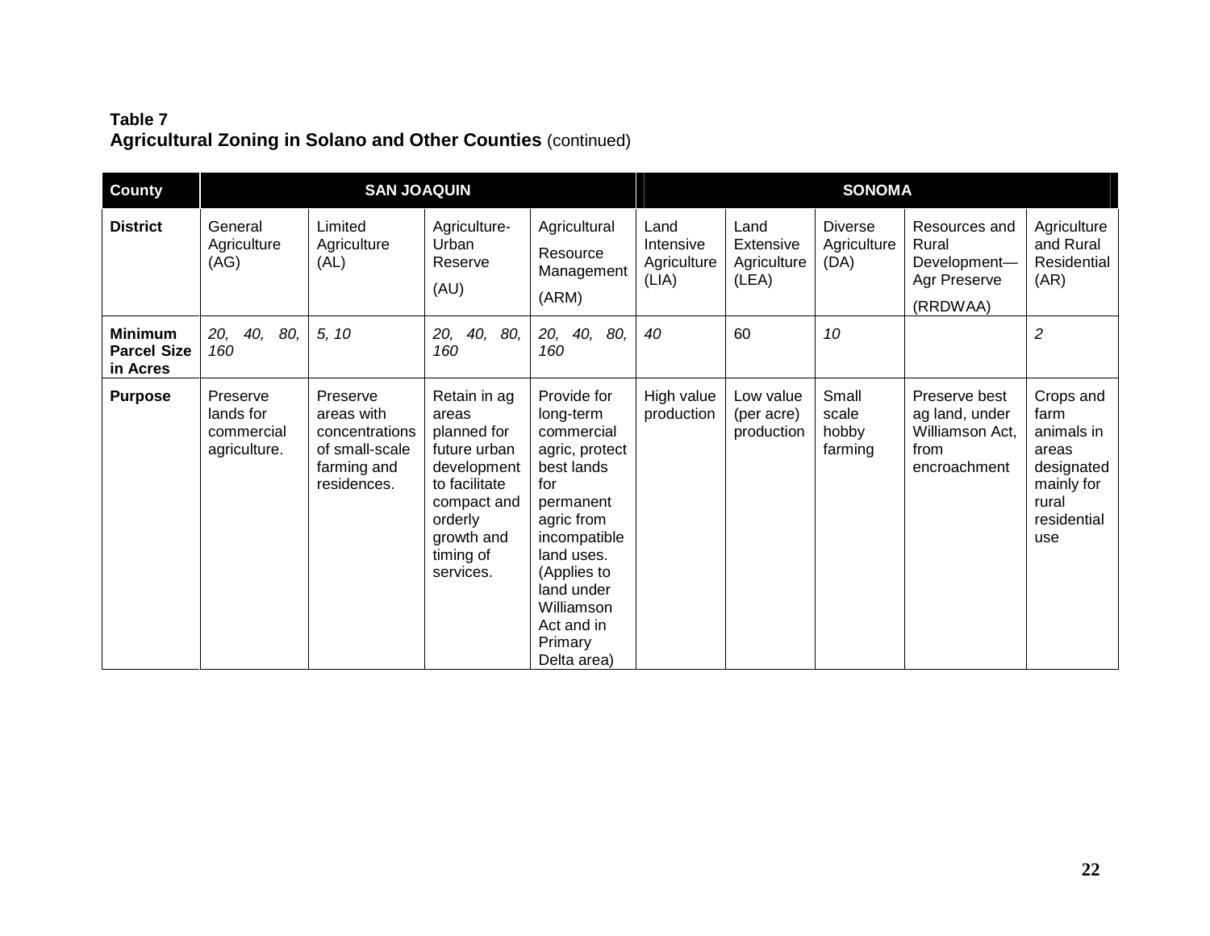**Table 7**
**Agricultural Zoning in Solano and Other Counties** (continued)

| County | SAN JOAQUIN | | | | SONOMA | | | | |
|---|---|---|---|---|---|---|---|---|---|
| **District** | General Agriculture (AG) | Limited Agriculture (AL) | Agriculture-Urban Reserve (AU) | Agricultural Resource Management (ARM) | Land Intensive Agriculture (LIA) | Land Extensive Agriculture (LEA) | Diverse Agriculture (DA) | Resources and Rural Development—Agr Preserve (RRDWAA) | Agriculture and Rural Residential (AR) |
| **Minimum Parcel Size in Acres** | *20, 40, 80, 160* | *5, 10* | *20, 40, 80, 160* | *20, 40, 80, 160* | *40* | 60 | *10* | | *2* |
| **Purpose** | Preserve lands for commercial agriculture. | Preserve areas with concentrations of small-scale farming and residences. | Retain in ag areas planned for future urban development to facilitate compact and orderly growth and timing of services. | Provide for long-term commercial agric, protect best lands for permanent agric from incompatible land uses. (Applies to land under Williamson Act and in Primary Delta area) | High value production | Low value (per acre) production | Small scale hobby farming | Preserve best ag land, under Williamson Act, from encroachment | Crops and farm animals in areas designated mainly for rural residential use |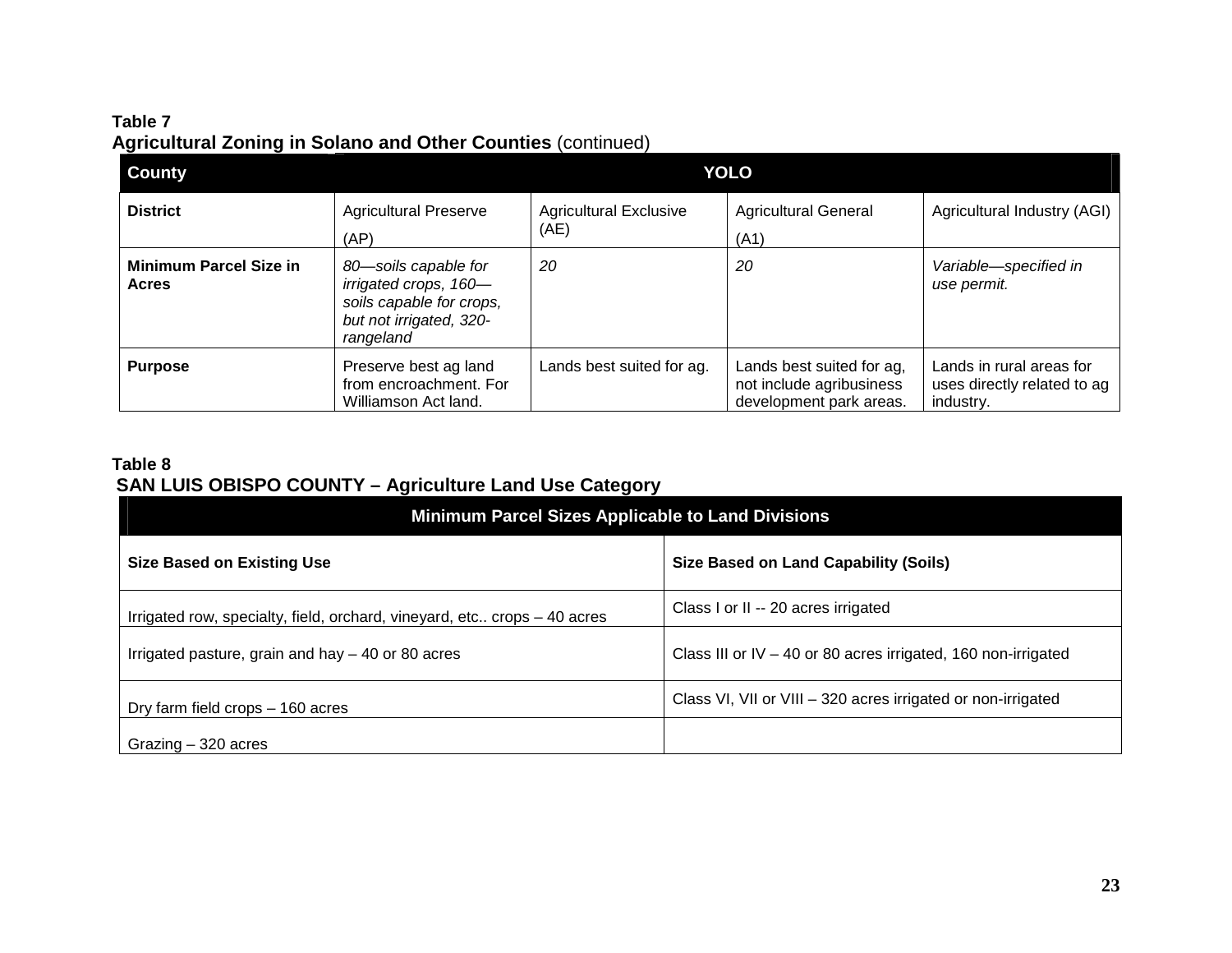**Table 7**
**Agricultural Zoning in Solano and Other Counties** (continued)

| **County** | **YOLO** | | | |
|---|---|---|---|---|
| **District** | Agricultural Preserve (AP) | Agricultural Exclusive (AE) | Agricultural General (A1) | Agricultural Industry (AGI) |
| **Minimum Parcel Size in Acres** | *80—soils capable for irrigated crops, 160—soils capable for crops, but not irrigated, 320-rangeland* | *20* | *20* | *Variable—specified in use permit.* |
| **Purpose** | Preserve best ag land from encroachment. For Williamson Act land. | Lands best suited for ag. | Lands best suited for ag, not include agribusiness development park areas. | Lands in rural areas for uses directly related to ag industry. |

**Table 8**
**SAN LUIS OBISPO COUNTY – Agriculture Land Use Category**

| **Minimum Parcel Sizes Applicable to Land Divisions** | |
|---|---|
| **Size Based on Existing Use** | **Size Based on Land Capability (Soils)** |
| Irrigated row, specialty, field, orchard, vineyard, etc.. crops – 40 acres | Class I or II -- 20 acres irrigated |
| Irrigated pasture, grain and hay – 40 or 80 acres | Class III or IV – 40 or 80 acres irrigated, 160 non-irrigated |
| Dry farm field crops – 160 acres | Class VI, VII or VIII – 320 acres irrigated or non-irrigated |
| Grazing – 320 acres | |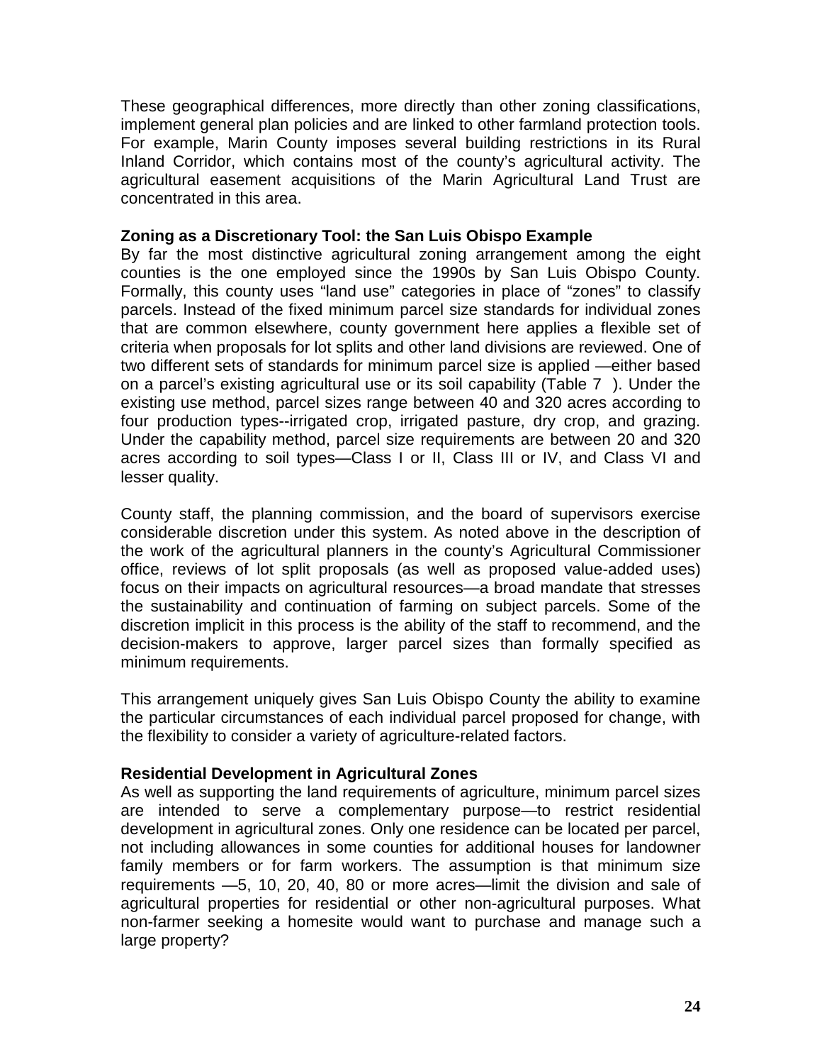These geographical differences, more directly than other zoning classifications, implement general plan policies and are linked to other farmland protection tools. For example, Marin County imposes several building restrictions in its Rural Inland Corridor, which contains most of the county's agricultural activity. The agricultural easement acquisitions of the Marin Agricultural Land Trust are concentrated in this area.

**Zoning as a Discretionary Tool: the San Luis Obispo Example**

By far the most distinctive agricultural zoning arrangement among the eight counties is the one employed since the 1990s by San Luis Obispo County. Formally, this county uses "land use" categories in place of "zones" to classify parcels. Instead of the fixed minimum parcel size standards for individual zones that are common elsewhere, county government here applies a flexible set of criteria when proposals for lot splits and other land divisions are reviewed. One of two different sets of standards for minimum parcel size is applied —either based on a parcel's existing agricultural use or its soil capability (Table 7 ). Under the existing use method, parcel sizes range between 40 and 320 acres according to four production types--irrigated crop, irrigated pasture, dry crop, and grazing. Under the capability method, parcel size requirements are between 20 and 320 acres according to soil types—Class I or II, Class III or IV, and Class VI and lesser quality.

County staff, the planning commission, and the board of supervisors exercise considerable discretion under this system. As noted above in the description of the work of the agricultural planners in the county's Agricultural Commissioner office, reviews of lot split proposals (as well as proposed value-added uses) focus on their impacts on agricultural resources—a broad mandate that stresses the sustainability and continuation of farming on subject parcels. Some of the discretion implicit in this process is the ability of the staff to recommend, and the decision-makers to approve, larger parcel sizes than formally specified as minimum requirements.

This arrangement uniquely gives San Luis Obispo County the ability to examine the particular circumstances of each individual parcel proposed for change, with the flexibility to consider a variety of agriculture-related factors.

**Residential Development in Agricultural Zones**

As well as supporting the land requirements of agriculture, minimum parcel sizes are intended to serve a complementary purpose—to restrict residential development in agricultural zones. Only one residence can be located per parcel, not including allowances in some counties for additional houses for landowner family members or for farm workers. The assumption is that minimum size requirements —5, 10, 20, 40, 80 or more acres—limit the division and sale of agricultural properties for residential or other non-agricultural purposes. What non-farmer seeking a homesite would want to purchase and manage such a large property?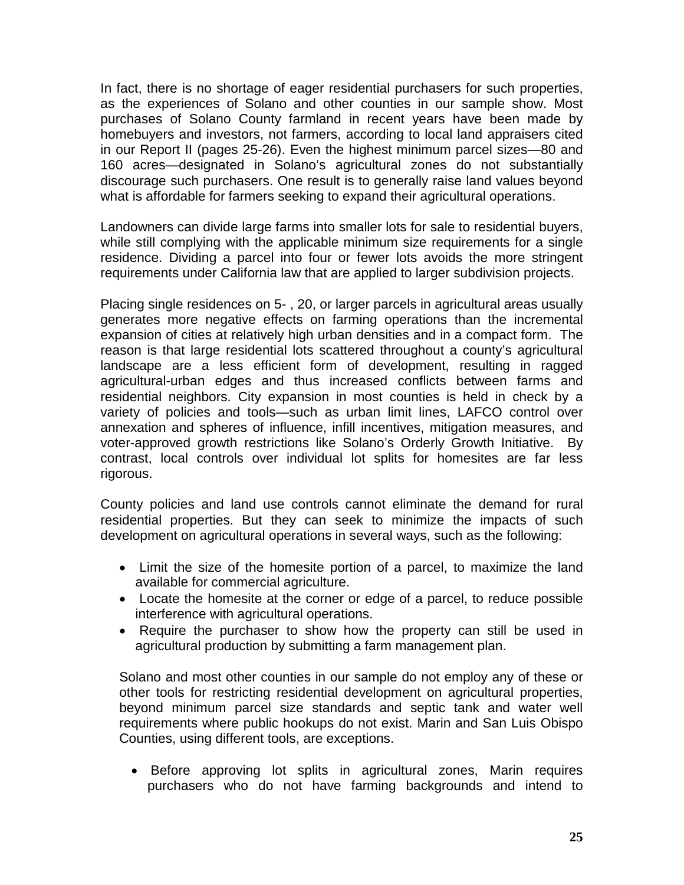In fact, there is no shortage of eager residential purchasers for such properties, as the experiences of Solano and other counties in our sample show. Most purchases of Solano County farmland in recent years have been made by homebuyers and investors, not farmers, according to local land appraisers cited in our Report II (pages 25-26). Even the highest minimum parcel sizes—80 and 160 acres—designated in Solano's agricultural zones do not substantially discourage such purchasers. One result is to generally raise land values beyond what is affordable for farmers seeking to expand their agricultural operations.

Landowners can divide large farms into smaller lots for sale to residential buyers, while still complying with the applicable minimum size requirements for a single residence. Dividing a parcel into four or fewer lots avoids the more stringent requirements under California law that are applied to larger subdivision projects.

Placing single residences on 5- , 20, or larger parcels in agricultural areas usually generates more negative effects on farming operations than the incremental expansion of cities at relatively high urban densities and in a compact form. The reason is that large residential lots scattered throughout a county's agricultural landscape are a less efficient form of development, resulting in ragged agricultural-urban edges and thus increased conflicts between farms and residential neighbors. City expansion in most counties is held in check by a variety of policies and tools—such as urban limit lines, LAFCO control over annexation and spheres of influence, infill incentives, mitigation measures, and voter-approved growth restrictions like Solano's Orderly Growth Initiative. By contrast, local controls over individual lot splits for homesites are far less rigorous.

County policies and land use controls cannot eliminate the demand for rural residential properties. But they can seek to minimize the impacts of such development on agricultural operations in several ways, such as the following:

- Limit the size of the homesite portion of a parcel, to maximize the land available for commercial agriculture.
- Locate the homesite at the corner or edge of a parcel, to reduce possible interference with agricultural operations.
- Require the purchaser to show how the property can still be used in agricultural production by submitting a farm management plan.

Solano and most other counties in our sample do not employ any of these or other tools for restricting residential development on agricultural properties, beyond minimum parcel size standards and septic tank and water well requirements where public hookups do not exist. Marin and San Luis Obispo Counties, using different tools, are exceptions.

- Before approving lot splits in agricultural zones, Marin requires purchasers who do not have farming backgrounds and intend to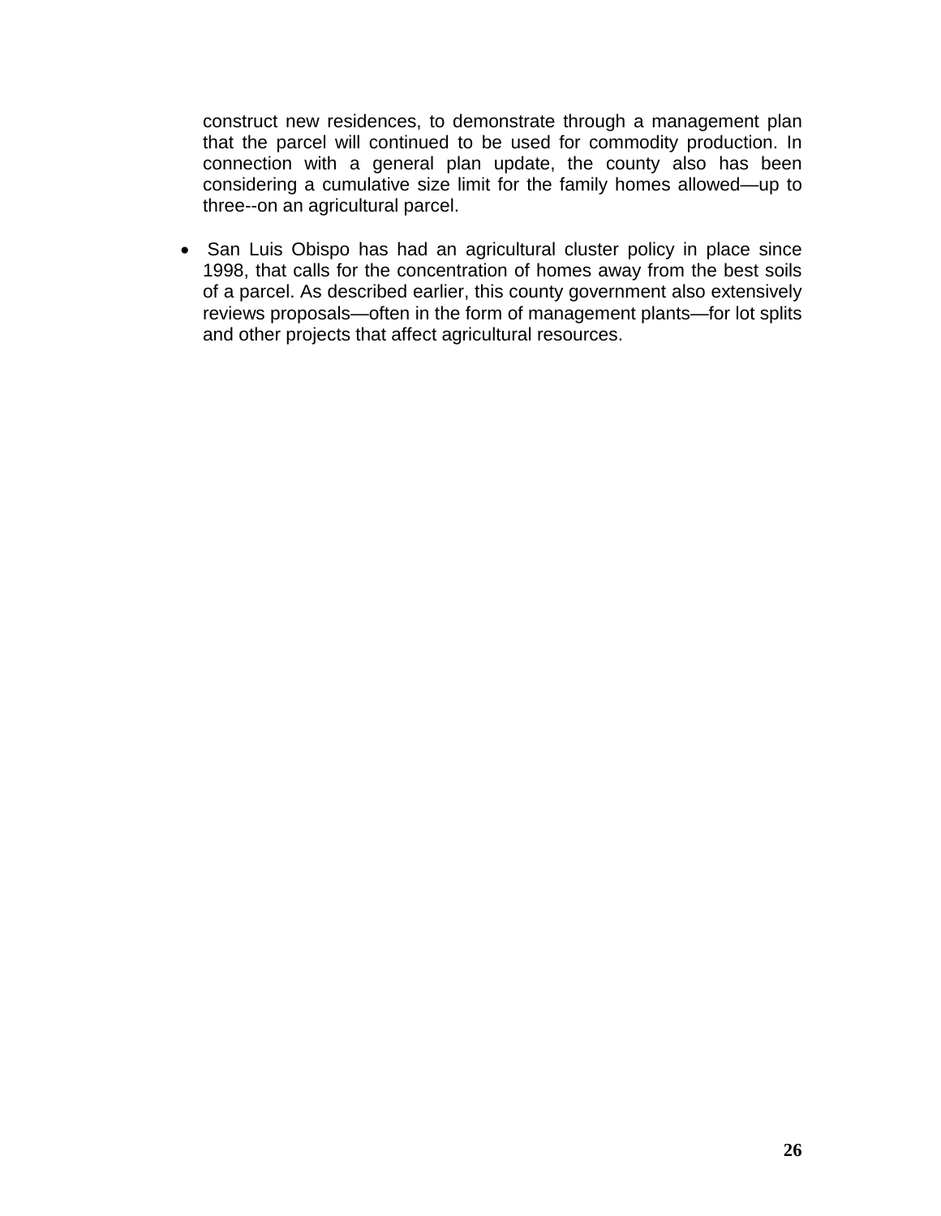construct new residences, to demonstrate through a management plan that the parcel will continued to be used for commodity production. In connection with a general plan update, the county also has been considering a cumulative size limit for the family homes allowed—up to three--on an agricultural parcel.

- San Luis Obispo has had an agricultural cluster policy in place since 1998, that calls for the concentration of homes away from the best soils of a parcel. As described earlier, this county government also extensively reviews proposals—often in the form of management plants—for lot splits and other projects that affect agricultural resources.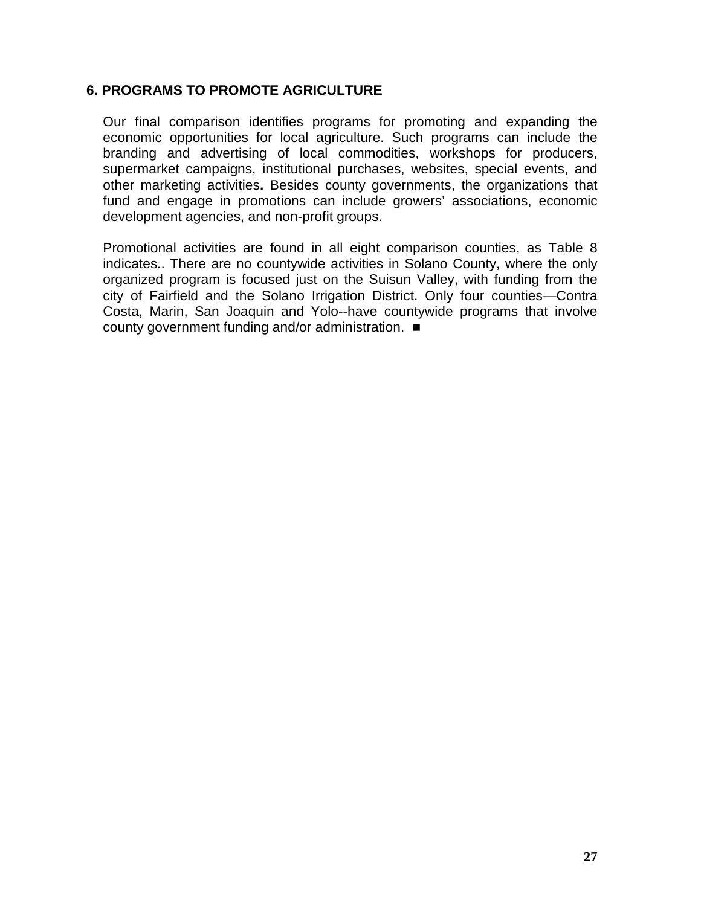## 6. PROGRAMS TO PROMOTE AGRICULTURE

Our final comparison identifies programs for promoting and expanding the economic opportunities for local agriculture. Such programs can include the branding and advertising of local commodities, workshops for producers, supermarket campaigns, institutional purchases, websites, special events, and other marketing activities**.** Besides county governments, the organizations that fund and engage in promotions can include growers' associations, economic development agencies, and non-profit groups.

Promotional activities are found in all eight comparison counties, as Table 8 indicates.. There are no countywide activities in Solano County, where the only organized program is focused just on the Suisun Valley, with funding from the city of Fairfield and the Solano Irrigation District. Only four counties—Contra Costa, Marin, San Joaquin and Yolo--have countywide programs that involve county government funding and/or administration. ■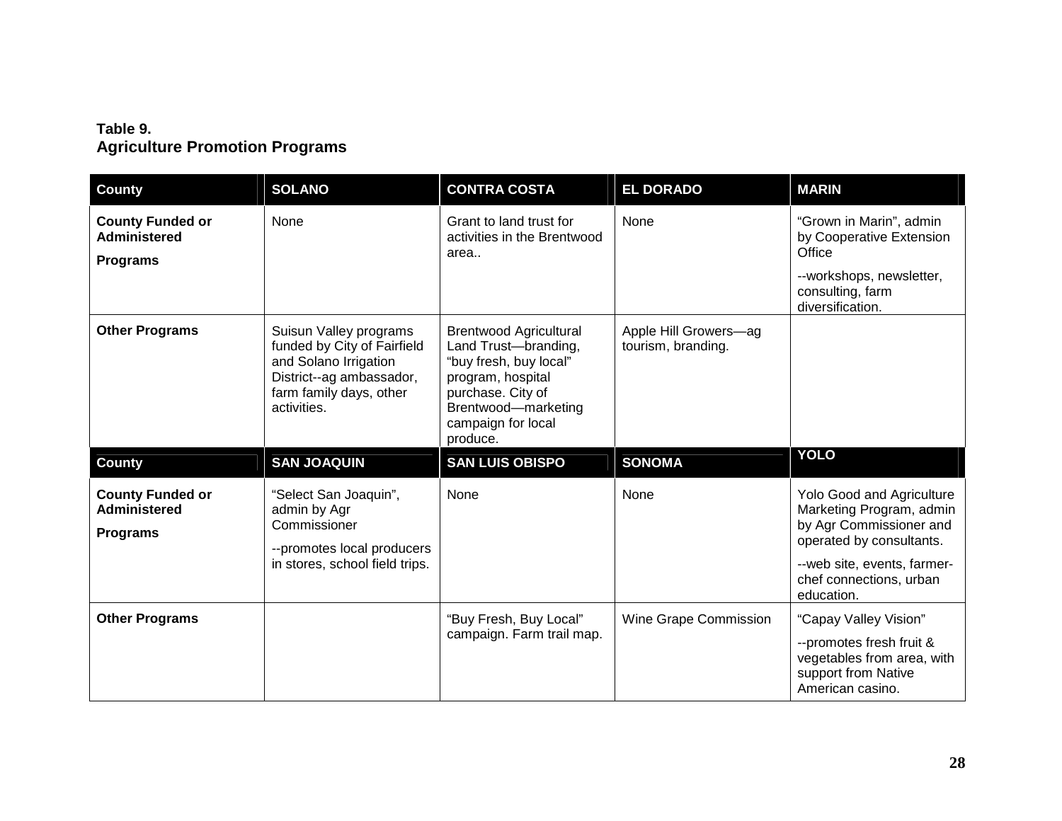**Table 9.**
**Agriculture Promotion Programs**

| County | SOLANO | CONTRA COSTA | EL DORADO | MARIN |
|---|---|---|---|---|
| **County Funded or Administered Programs** | None | Grant to land trust for activities in the Brentwood area.. | None | "Grown in Marin", admin by Cooperative Extension Office<br>--workshops, newsletter, consulting, farm diversification. |
| **Other Programs** | Suisun Valley programs funded by City of Fairfield and Solano Irrigation District--ag ambassador, farm family days, other activities. | Brentwood Agricultural Land Trust—branding, "buy fresh, buy local" program, hospital purchase. City of Brentwood—marketing campaign for local produce. | Apple Hill Growers—ag tourism, branding. | |
| **County** | **SAN JOAQUIN** | **SAN LUIS OBISPO** | **SONOMA** | **YOLO** |
| **County Funded or Administered Programs** | "Select San Joaquin", admin by Agr Commissioner<br>--promotes local producers in stores, school field trips. | None | None | Yolo Good and Agriculture Marketing Program, admin by Agr Commissioner and operated by consultants.<br>--web site, events, farmer-chef connections, urban education. |
| **Other Programs** | | "Buy Fresh, Buy Local" campaign. Farm trail map. | Wine Grape Commission | "Capay Valley Vision"<br>--promotes fresh fruit & vegetables from area, with support from Native American casino. |